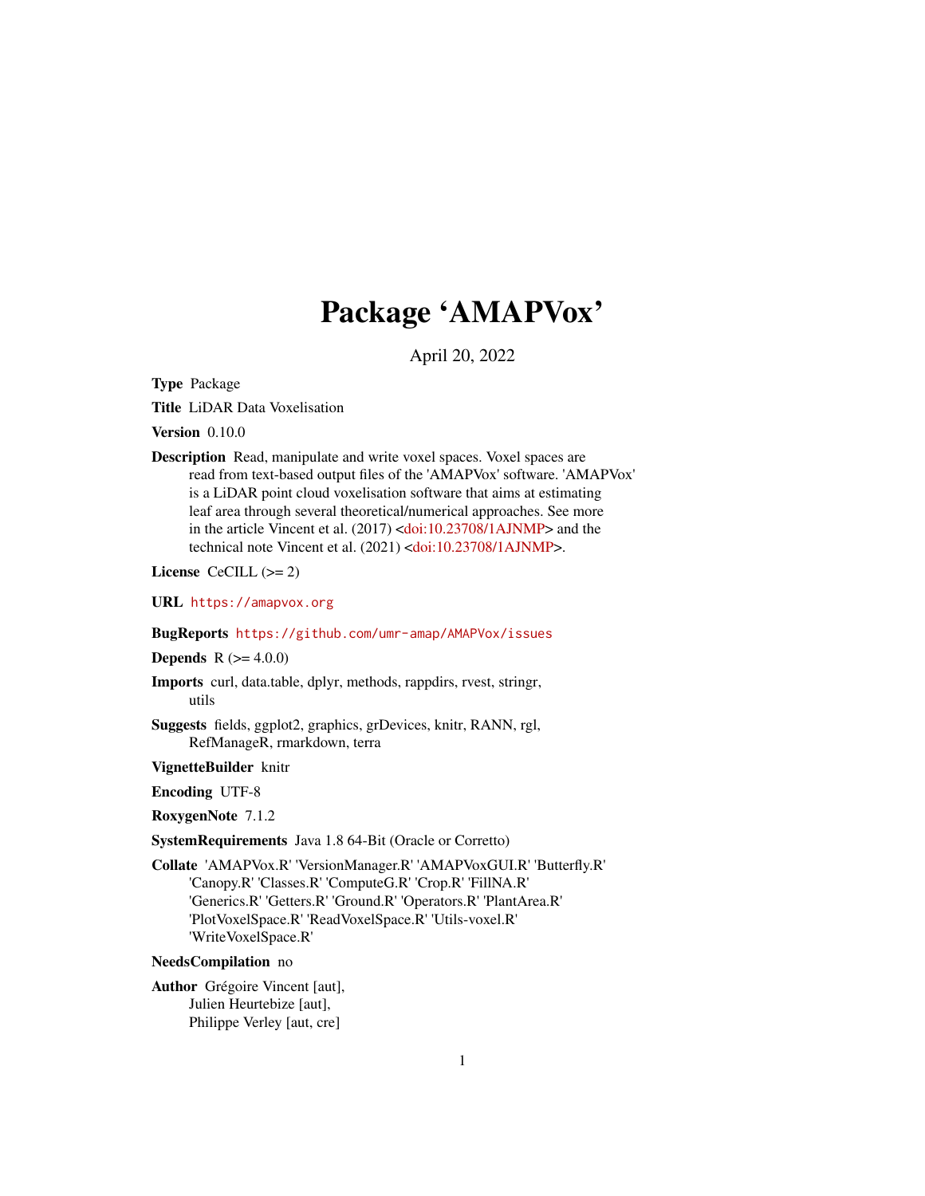# Package 'AMAPVox'

April 20, 2022

**Type** Package

**Title** LiDAR Data Voxelisation

**Version** 0.10.0

**Description** Read, manipulate and write voxel spaces. Voxel spaces are read from text-based output files of the 'AMAPVox' software. 'AMAPVox' is a LiDAR point cloud voxelisation software that aims at estimating leaf area through several theoretical/numerical approaches. See more in the article Vincent et al. (2017) <doi:10.23708/1AJNMP> and the technical note Vincent et al. (2021) <doi:10.23708/1AJNMP>.

**License** CeCILL (>= 2)

**URL** https://amapvox.org

**BugReports** https://github.com/umr-amap/AMAPVox/issues

**Depends** R (>= 4.0.0)

**Imports** curl, data.table, dplyr, methods, rappdirs, rvest, stringr, utils

**Suggests** fields, ggplot2, graphics, grDevices, knitr, RANN, rgl, RefManageR, rmarkdown, terra

**VignetteBuilder** knitr

**Encoding** UTF-8

**RoxygenNote** 7.1.2

**SystemRequirements** Java 1.8 64-Bit (Oracle or Corretto)

**Collate** 'AMAPVox.R' 'VersionManager.R' 'AMAPVoxGUI.R' 'Butterfly.R' 'Canopy.R' 'Classes.R' 'ComputeG.R' 'Crop.R' 'FillNA.R' 'Generics.R' 'Getters.R' 'Ground.R' 'Operators.R' 'PlantArea.R' 'PlotVoxelSpace.R' 'ReadVoxelSpace.R' 'Utils-voxel.R' 'WriteVoxelSpace.R'

**NeedsCompilation** no

**Author** Grégoire Vincent [aut], Julien Heurtebize [aut], Philippe Verley [aut, cre]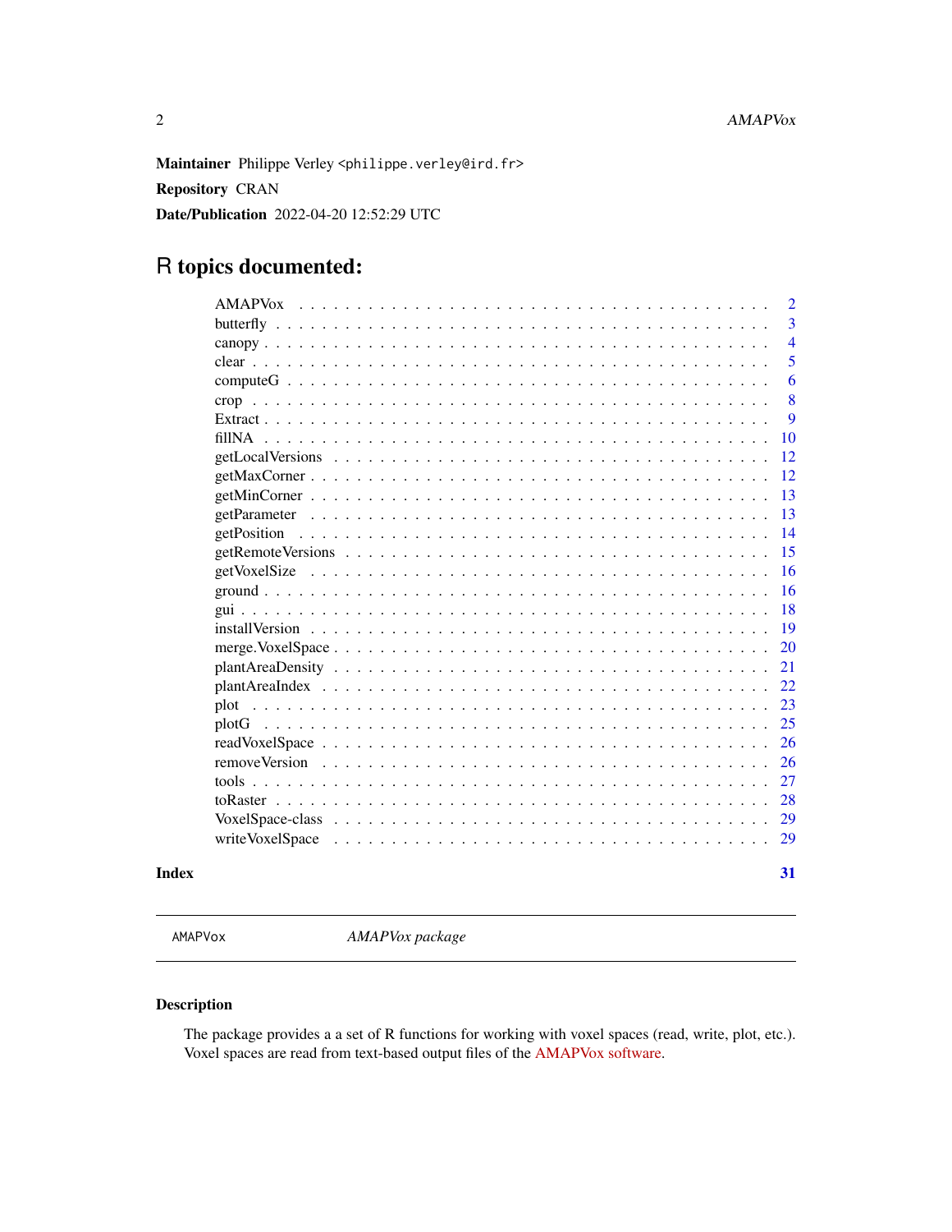**Maintainer** Philippe Verley <philippe.verley@ird.fr>

**Repository** CRAN

**Date/Publication** 2022-04-20 12:52:29 UTC

# R topics documented:

| | |
|---|---|
| AMAPVox | 2 |
| butterfly | 3 |
| canopy | 4 |
| clear | 5 |
| computeG | 6 |
| crop | 8 |
| Extract | 9 |
| fillNA | 10 |
| getLocalVersions | 12 |
| getMaxCorner | 12 |
| getMinCorner | 13 |
| getParameter | 13 |
| getPosition | 14 |
| getRemoteVersions | 15 |
| getVoxelSize | 16 |
| ground | 16 |
| gui | 18 |
| installVersion | 19 |
| merge.VoxelSpace | 20 |
| plantAreaDensity | 21 |
| plantAreaIndex | 22 |
| plot | 23 |
| plotG | 25 |
| readVoxelSpace | 26 |
| removeVersion | 26 |
| tools | 27 |
| toRaster | 28 |
| VoxelSpace-class | 29 |
| writeVoxelSpace | 29 |

**Index** **31**

---

`AMAPVox` *AMAPVox package*

---

### Description

The package provides a a set of R functions for working with voxel spaces (read, write, plot, etc.). Voxel spaces are read from text-based output files of the AMAPVox software.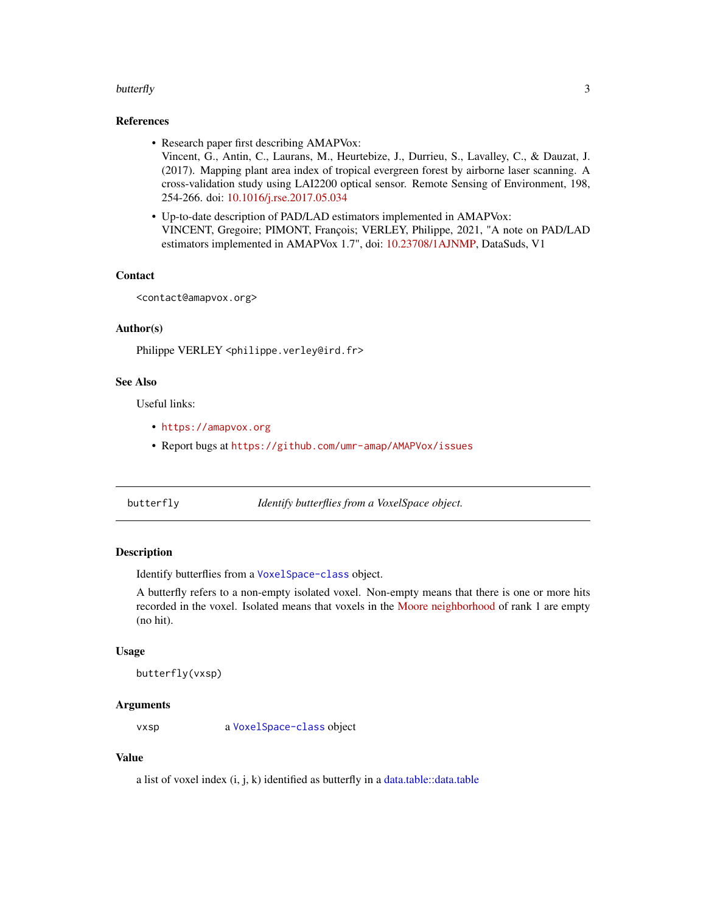### References

- Research paper first describing AMAPVox:
  Vincent, G., Antin, C., Laurans, M., Heurtebize, J., Durrieu, S., Lavalley, C., & Dauzat, J. (2017). Mapping plant area index of tropical evergreen forest by airborne laser scanning. A cross-validation study using LAI2200 optical sensor. Remote Sensing of Environment, 198, 254-266. doi: 10.1016/j.rse.2017.05.034
- Up-to-date description of PAD/LAD estimators implemented in AMAPVox:
  VINCENT, Gregoire; PIMONT, François; VERLEY, Philippe, 2021, "A note on PAD/LAD estimators implemented in AMAPVox 1.7", doi: 10.23708/1AJNMP, DataSuds, V1

### Contact

`<contact@amapvox.org>`

### Author(s)

Philippe VERLEY `<philippe.verley@ird.fr>`

### See Also

Useful links:

- `https://amapvox.org`
- Report bugs at `https://github.com/umr-amap/AMAPVox/issues`

---

## butterfly — *Identify butterflies from a VoxelSpace object.*

---

### Description

Identify butterflies from a `VoxelSpace-class` object.

A butterfly refers to a non-empty isolated voxel. Non-empty means that there is one or more hits recorded in the voxel. Isolated means that voxels in the Moore neighborhood of rank 1 are empty (no hit).

### Usage

```
butterfly(vxsp)
```

### Arguments

| | |
|---|---|
| `vxsp` | a `VoxelSpace-class` object |

### Value

a list of voxel index (i, j, k) identified as butterfly in a data.table::data.table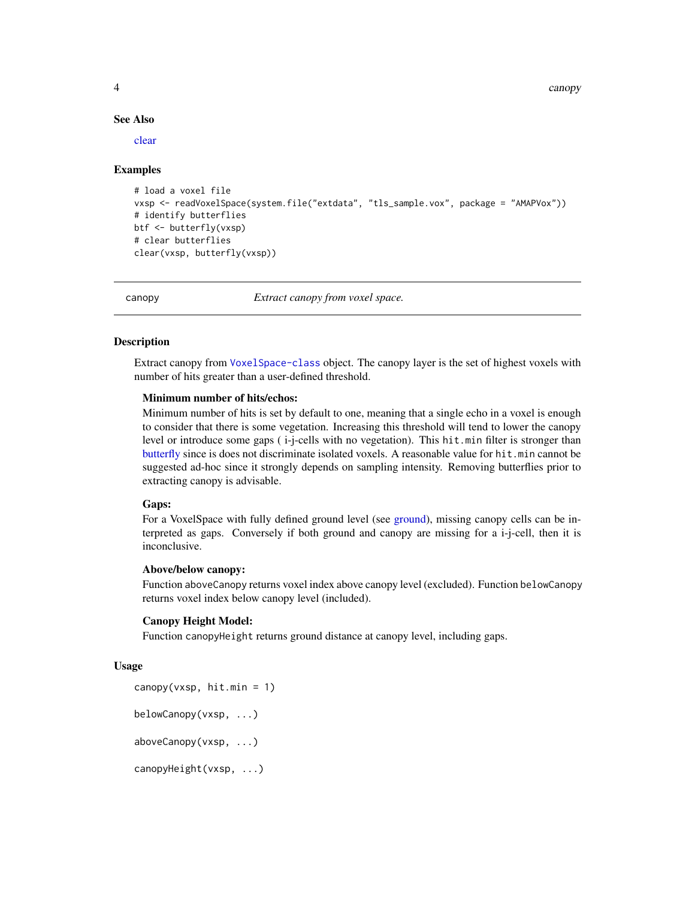### See Also

clear

### Examples

```
# load a voxel file
vxsp <- readVoxelSpace(system.file("extdata", "tls_sample.vox", package = "AMAPVox"))
# identify butterflies
btf <- butterfly(vxsp)
# clear butterflies
clear(vxsp, butterfly(vxsp))
```

---

## canopy — *Extract canopy from voxel space.*

### Description

Extract canopy from `VoxelSpace-class` object. The canopy layer is the set of highest voxels with number of hits greater than a user-defined threshold.

**Minimum number of hits/echos:**
Minimum number of hits is set by default to one, meaning that a single echo in a voxel is enough to consider that there is some vegetation. Increasing this threshold will tend to lower the canopy level or introduce some gaps ( i-j-cells with no vegetation). This `hit.min` filter is stronger than butterfly since is does not discriminate isolated voxels. A reasonable value for `hit.min` cannot be suggested ad-hoc since it strongly depends on sampling intensity. Removing butterflies prior to extracting canopy is advisable.

**Gaps:**
For a VoxelSpace with fully defined ground level (see ground), missing canopy cells can be interpreted as gaps. Conversely if both ground and canopy are missing for a i-j-cell, then it is inconclusive.

**Above/below canopy:**
Function `aboveCanopy` returns voxel index above canopy level (excluded). Function `belowCanopy` returns voxel index below canopy level (included).

**Canopy Height Model:**
Function `canopyHeight` returns ground distance at canopy level, including gaps.

### Usage

```
canopy(vxsp, hit.min = 1)

belowCanopy(vxsp, ...)

aboveCanopy(vxsp, ...)

canopyHeight(vxsp, ...)
```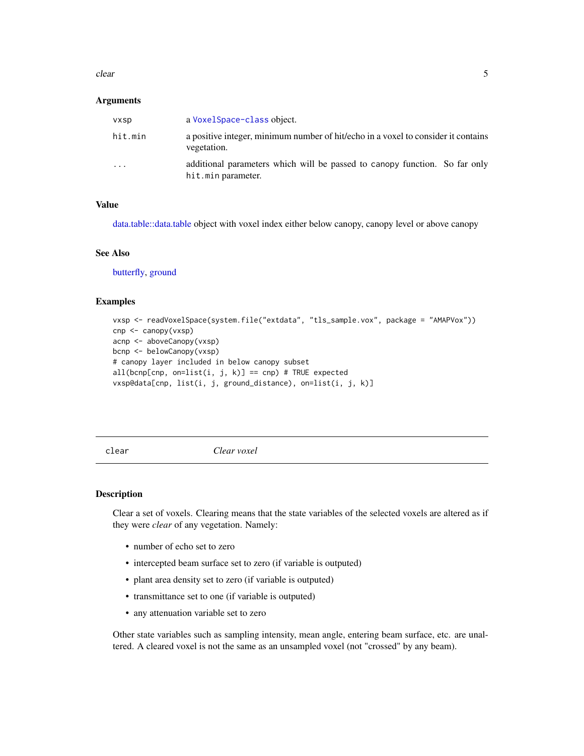### Arguments

| | |
|---|---|
| `vxsp` | a `VoxelSpace-class` object. |
| `hit.min` | a positive integer, minimum number of hit/echo in a voxel to consider it contains vegetation. |
| `...` | additional parameters which will be passed to `canopy` function. So far only `hit.min` parameter. |

### Value

data.table::data.table object with voxel index either below canopy, canopy level or above canopy

### See Also

butterfly, ground

### Examples

```
vxsp <- readVoxelSpace(system.file("extdata", "tls_sample.vox", package = "AMAPVox"))
cnp <- canopy(vxsp)
acnp <- aboveCanopy(vxsp)
bcnp <- belowCanopy(vxsp)
# canopy layer included in below canopy subset
all(bcnp[cnp, on=list(i, j, k)] == cnp) # TRUE expected
vxsp@data[cnp, list(i, j, ground_distance), on=list(i, j, k)]
```

---

## clear    *Clear voxel*

### Description

Clear a set of voxels. Clearing means that the state variables of the selected voxels are altered as if they were *clear* of any vegetation. Namely:

- number of echo set to zero
- intercepted beam surface set to zero (if variable is outputed)
- plant area density set to zero (if variable is outputed)
- transmittance set to one (if variable is outputed)
- any attenuation variable set to zero

Other state variables such as sampling intensity, mean angle, entering beam surface, etc. are unaltered. A cleared voxel is not the same as an unsampled voxel (not "crossed" by any beam).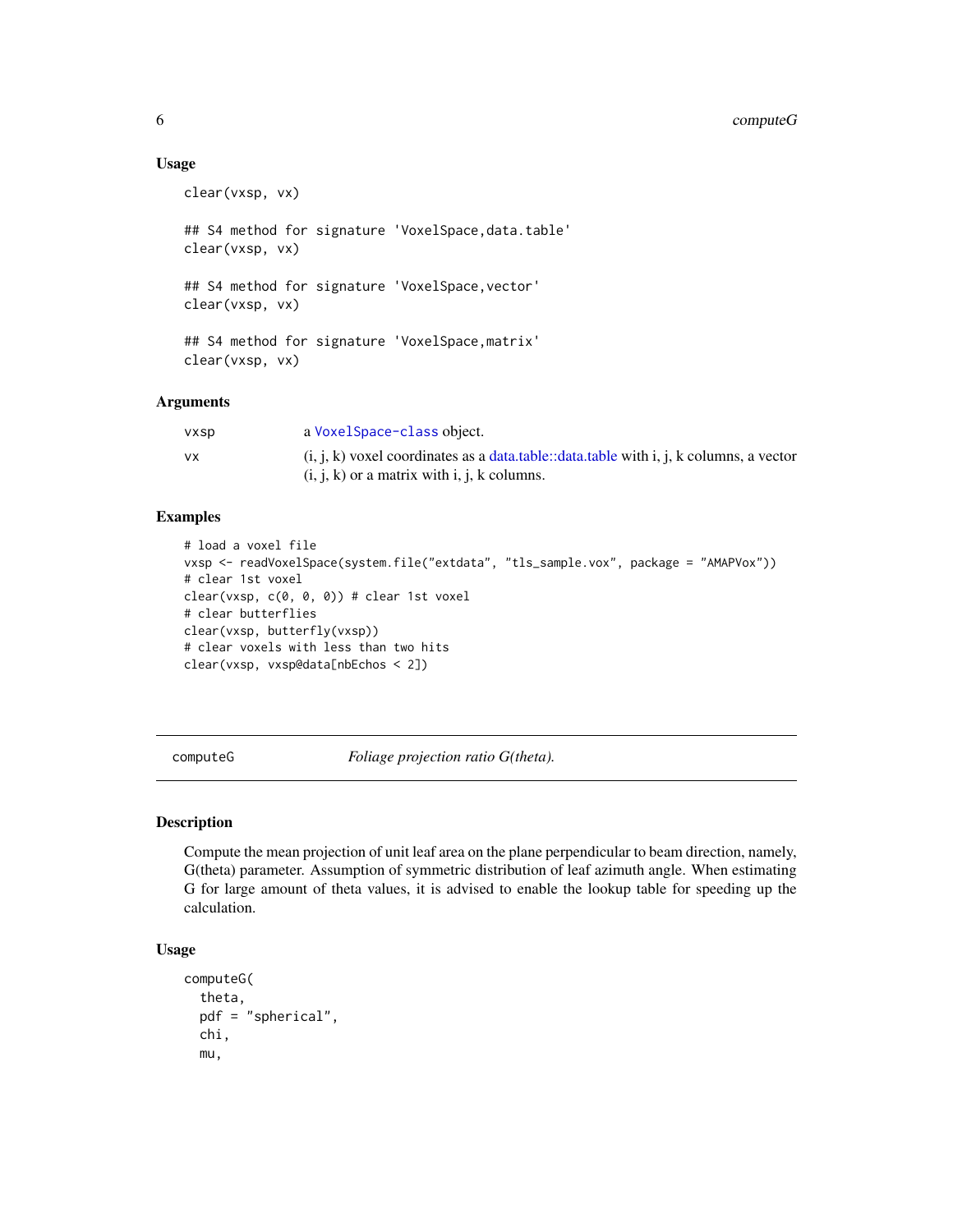### Usage

```
clear(vxsp, vx)

## S4 method for signature 'VoxelSpace,data.table'
clear(vxsp, vx)

## S4 method for signature 'VoxelSpace,vector'
clear(vxsp, vx)

## S4 method for signature 'VoxelSpace,matrix'
clear(vxsp, vx)
```

### Arguments

| | |
|---|---|
| vxsp | a VoxelSpace-class object. |
| vx | (i, j, k) voxel coordinates as a data.table::data.table with i, j, k columns, a vector (i, j, k) or a matrix with i, j, k columns. |

### Examples

```
# load a voxel file
vxsp <- readVoxelSpace(system.file("extdata", "tls_sample.vox", package = "AMAPVox"))
# clear 1st voxel
clear(vxsp, c(0, 0, 0)) # clear 1st voxel
# clear butterflies
clear(vxsp, butterfly(vxsp))
# clear voxels with less than two hits
clear(vxsp, vxsp@data[nbEchos < 2])
```

---

## computeG — *Foliage projection ratio G(theta).*

### Description

Compute the mean projection of unit leaf area on the plane perpendicular to beam direction, namely, G(theta) parameter. Assumption of symmetric distribution of leaf azimuth angle. When estimating G for large amount of theta values, it is advised to enable the lookup table for speeding up the calculation.

### Usage

```
computeG(
  theta,
  pdf = "spherical",
  chi,
  mu,
```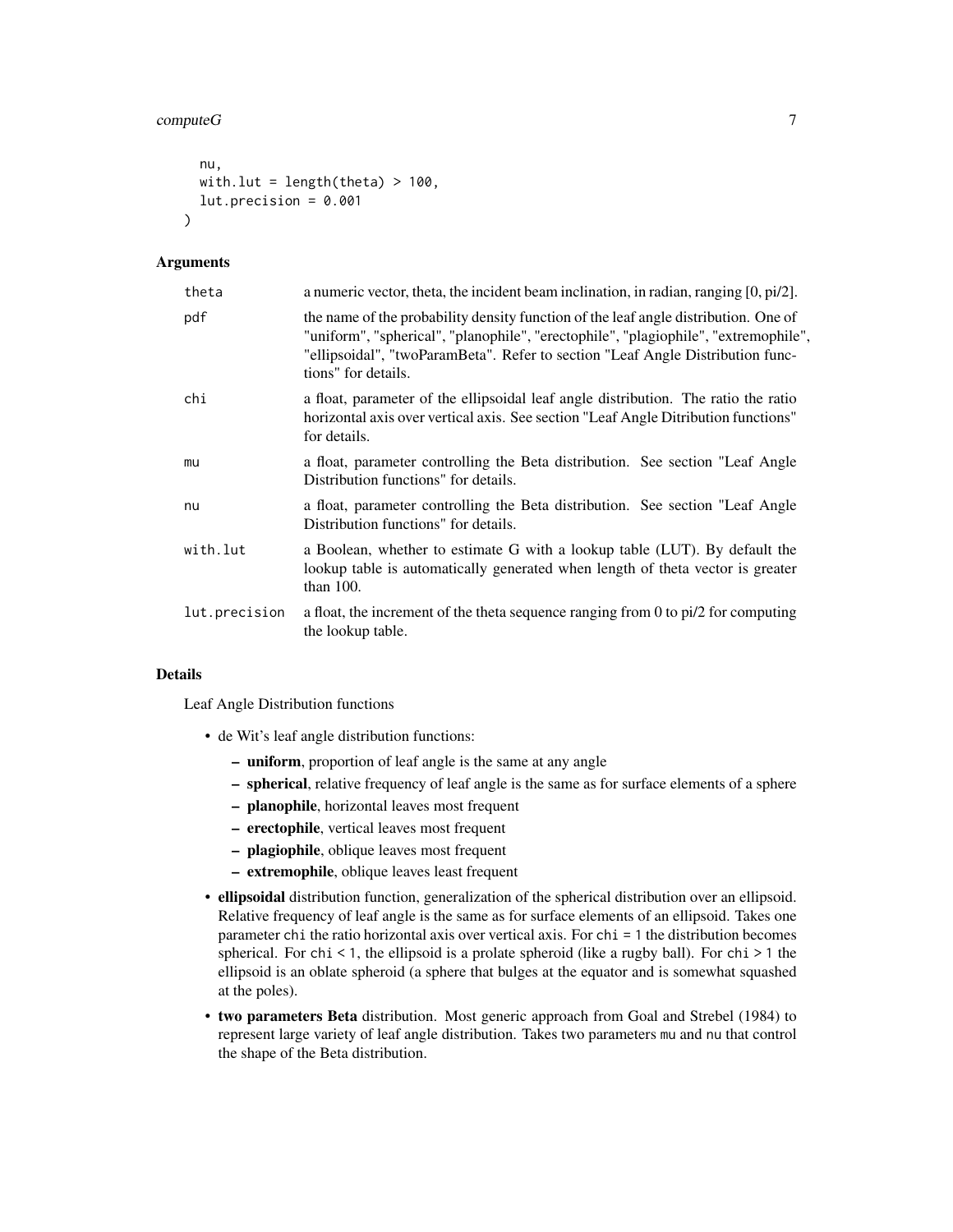```
  nu,
  with.lut = length(theta) > 100,
  lut.precision = 0.001
)
```

### Arguments

| | |
|---|---|
| theta | a numeric vector, theta, the incident beam inclination, in radian, ranging [0, pi/2]. |
| pdf | the name of the probability density function of the leaf angle distribution. One of "uniform", "spherical", "planophile", "erectophile", "plagiophile", "extremophile", "ellipsoidal", "twoParamBeta". Refer to section "Leaf Angle Distribution functions" for details. |
| chi | a float, parameter of the ellipsoidal leaf angle distribution. The ratio the ratio horizontal axis over vertical axis. See section "Leaf Angle Ditribution functions" for details. |
| mu | a float, parameter controlling the Beta distribution. See section "Leaf Angle Distribution functions" for details. |
| nu | a float, parameter controlling the Beta distribution. See section "Leaf Angle Distribution functions" for details. |
| with.lut | a Boolean, whether to estimate G with a lookup table (LUT). By default the lookup table is automatically generated when length of theta vector is greater than 100. |
| lut.precision | a float, the increment of the theta sequence ranging from 0 to pi/2 for computing the lookup table. |

### Details

Leaf Angle Distribution functions

- de Wit's leaf angle distribution functions:
  - **uniform**, proportion of leaf angle is the same at any angle
  - **spherical**, relative frequency of leaf angle is the same as for surface elements of a sphere
  - **planophile**, horizontal leaves most frequent
  - **erectophile**, vertical leaves most frequent
  - **plagiophile**, oblique leaves most frequent
  - **extremophile**, oblique leaves least frequent
- **ellipsoidal** distribution function, generalization of the spherical distribution over an ellipsoid. Relative frequency of leaf angle is the same as for surface elements of an ellipsoid. Takes one parameter `chi` the ratio horizontal axis over vertical axis. For `chi = 1` the distribution becomes spherical. For `chi < 1`, the ellipsoid is a prolate spheroid (like a rugby ball). For `chi > 1` the ellipsoid is an oblate spheroid (a sphere that bulges at the equator and is somewhat squashed at the poles).
- **two parameters Beta** distribution. Most generic approach from Goal and Strebel (1984) to represent large variety of leaf angle distribution. Takes two parameters `mu` and `nu` that control the shape of the Beta distribution.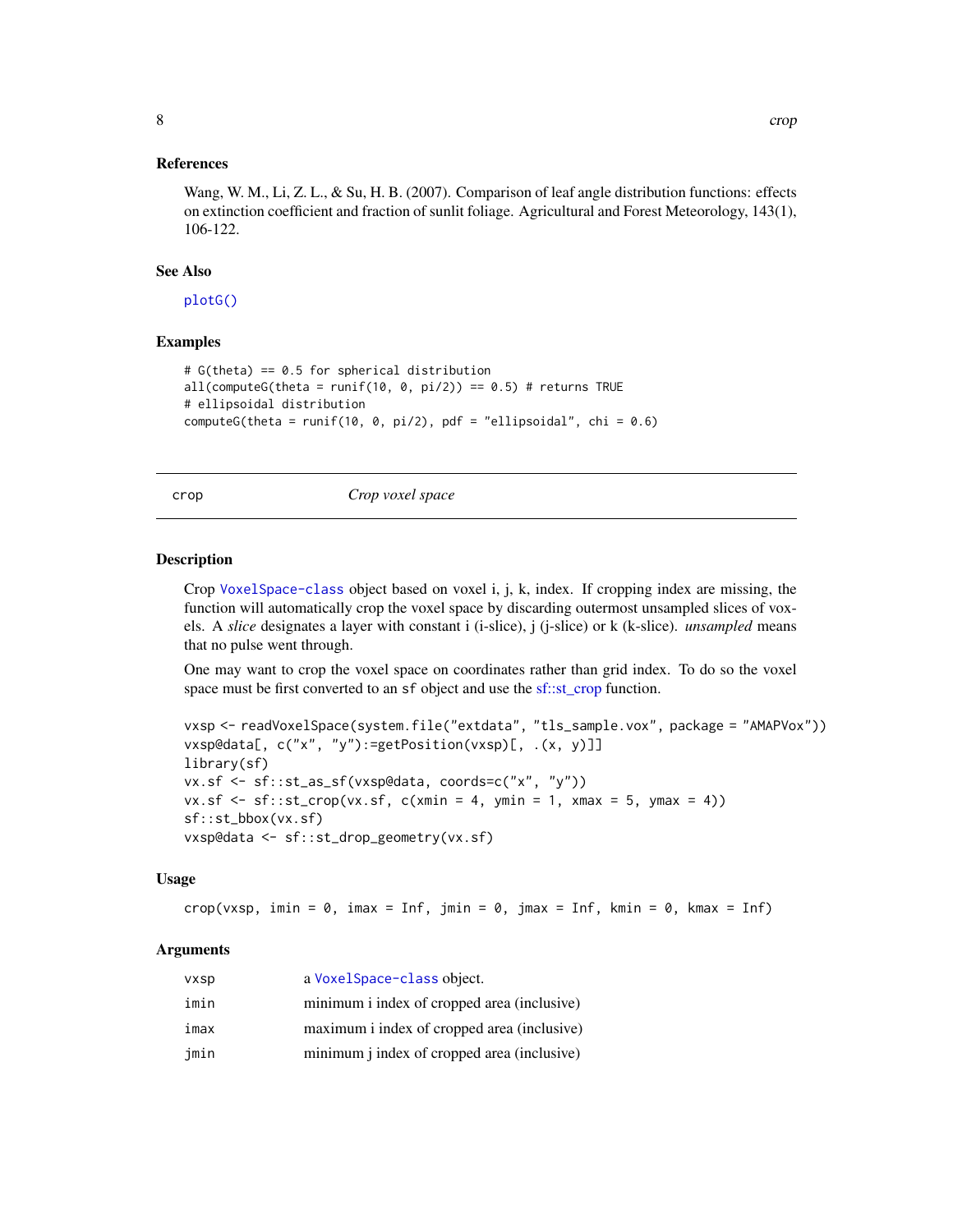### References

Wang, W. M., Li, Z. L., & Su, H. B. (2007). Comparison of leaf angle distribution functions: effects on extinction coefficient and fraction of sunlit foliage. Agricultural and Forest Meteorology, 143(1), 106-122.

### See Also

`plotG()`

### Examples

```
# G(theta) == 0.5 for spherical distribution
all(computeG(theta = runif(10, 0, pi/2)) == 0.5) # returns TRUE
# ellipsoidal distribution
computeG(theta = runif(10, 0, pi/2), pdf = "ellipsoidal", chi = 0.6)
```

---

## crop — *Crop voxel space*

### Description

Crop `VoxelSpace-class` object based on voxel i, j, k, index. If cropping index are missing, the function will automatically crop the voxel space by discarding outermost unsampled slices of voxels. A *slice* designates a layer with constant i (i-slice), j (j-slice) or k (k-slice). *unsampled* means that no pulse went through.

One may want to crop the voxel space on coordinates rather than grid index. To do so the voxel space must be first converted to an `sf` object and use the sf::st_crop function.

```
vxsp <- readVoxelSpace(system.file("extdata", "tls_sample.vox", package = "AMAPVox"))
vxsp@data[, c("x", "y"):=getPosition(vxsp)[, .(x, y)]]
library(sf)
vx.sf <- sf::st_as_sf(vxsp@data, coords=c("x", "y"))
vx.sf <- sf::st_crop(vx.sf, c(xmin = 4, ymin = 1, xmax = 5, ymax = 4))
sf::st_bbox(vx.sf)
vxsp@data <- sf::st_drop_geometry(vx.sf)
```

### Usage

```
crop(vxsp, imin = 0, imax = Inf, jmin = 0, jmax = Inf, kmin = 0, kmax = Inf)
```

### Arguments

| | |
|---|---|
| vxsp | a `VoxelSpace-class` object. |
| imin | minimum i index of cropped area (inclusive) |
| imax | maximum i index of cropped area (inclusive) |
| jmin | minimum j index of cropped area (inclusive) |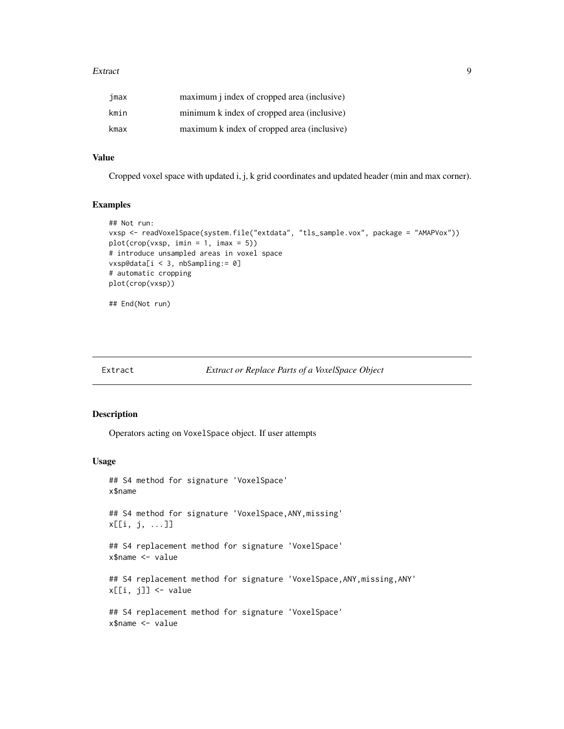| | |
|---|---|
| jmax | maximum j index of cropped area (inclusive) |
| kmin | minimum k index of cropped area (inclusive) |
| kmax | maximum k index of cropped area (inclusive) |

### Value

Cropped voxel space with updated i, j, k grid coordinates and updated header (min and max corner).

### Examples

```
## Not run:
vxsp <- readVoxelSpace(system.file("extdata", "tls_sample.vox", package = "AMAPVox"))
plot(crop(vxsp, imin = 1, imax = 5))
# introduce unsampled areas in voxel space
vxsp@data[i < 3, nbSampling:= 0]
# automatic cropping
plot(crop(vxsp))

## End(Not run)
```

## Extract — *Extract or Replace Parts of a VoxelSpace Object*

### Description

Operators acting on VoxelSpace object. If user attempts

### Usage

```
## S4 method for signature 'VoxelSpace'
x$name

## S4 method for signature 'VoxelSpace,ANY,missing'
x[[i, j, ...]]

## S4 replacement method for signature 'VoxelSpace'
x$name <- value

## S4 replacement method for signature 'VoxelSpace,ANY,missing,ANY'
x[[i, j]] <- value

## S4 replacement method for signature 'VoxelSpace'
x$name <- value
```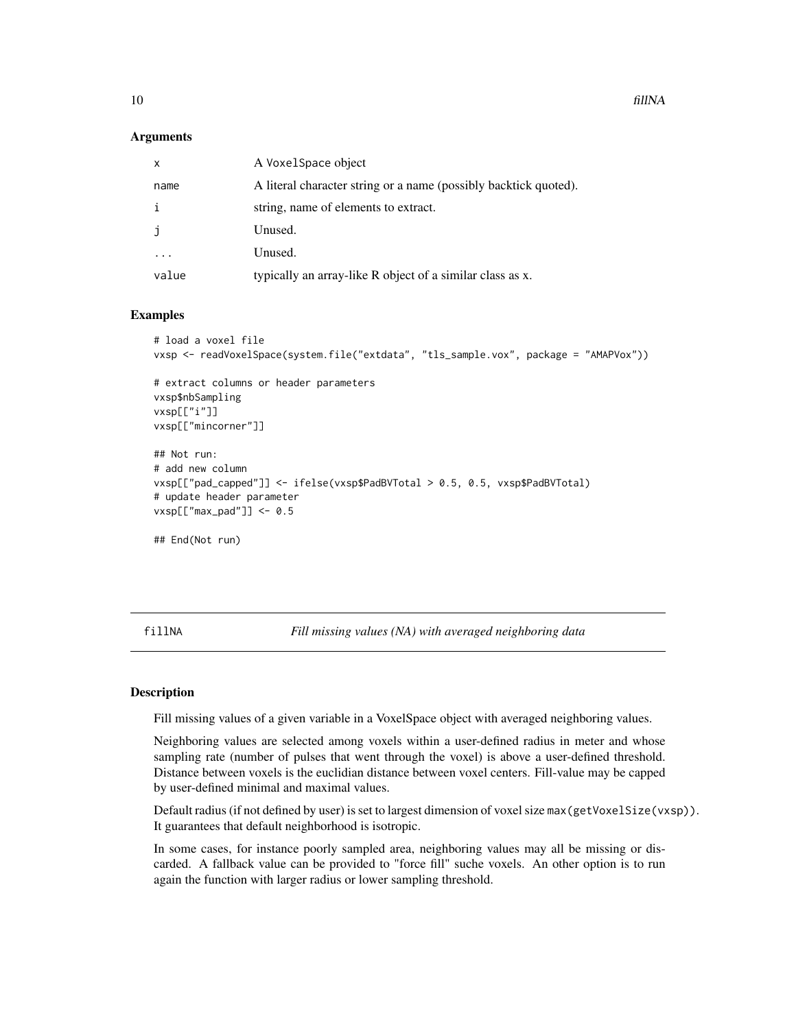### Arguments

| | |
|---|---|
| x | A VoxelSpace object |
| name | A literal character string or a name (possibly backtick quoted). |
| i | string, name of elements to extract. |
| j | Unused. |
| ... | Unused. |
| value | typically an array-like R object of a similar class as x. |

### Examples

```
# load a voxel file
vxsp <- readVoxelSpace(system.file("extdata", "tls_sample.vox", package = "AMAPVox"))

# extract columns or header parameters
vxsp$nbSampling
vxsp[["i"]]
vxsp[["mincorner"]]

## Not run:
# add new column
vxsp[["pad_capped"]] <- ifelse(vxsp$PadBVTotal > 0.5, 0.5, vxsp$PadBVTotal)
# update header parameter
vxsp[["max_pad"]] <- 0.5

## End(Not run)
```

---

## fillNA *Fill missing values (NA) with averaged neighboring data*

### Description

Fill missing values of a given variable in a VoxelSpace object with averaged neighboring values.

Neighboring values are selected among voxels within a user-defined radius in meter and whose sampling rate (number of pulses that went through the voxel) is above a user-defined threshold. Distance between voxels is the euclidian distance between voxel centers. Fill-value may be capped by user-defined minimal and maximal values.

Default radius (if not defined by user) is set to largest dimension of voxel size `max(getVoxelSize(vxsp))`. It guarantees that default neighborhood is isotropic.

In some cases, for instance poorly sampled area, neighboring values may all be missing or discarded. A fallback value can be provided to "force fill" suche voxels. An other option is to run again the function with larger radius or lower sampling threshold.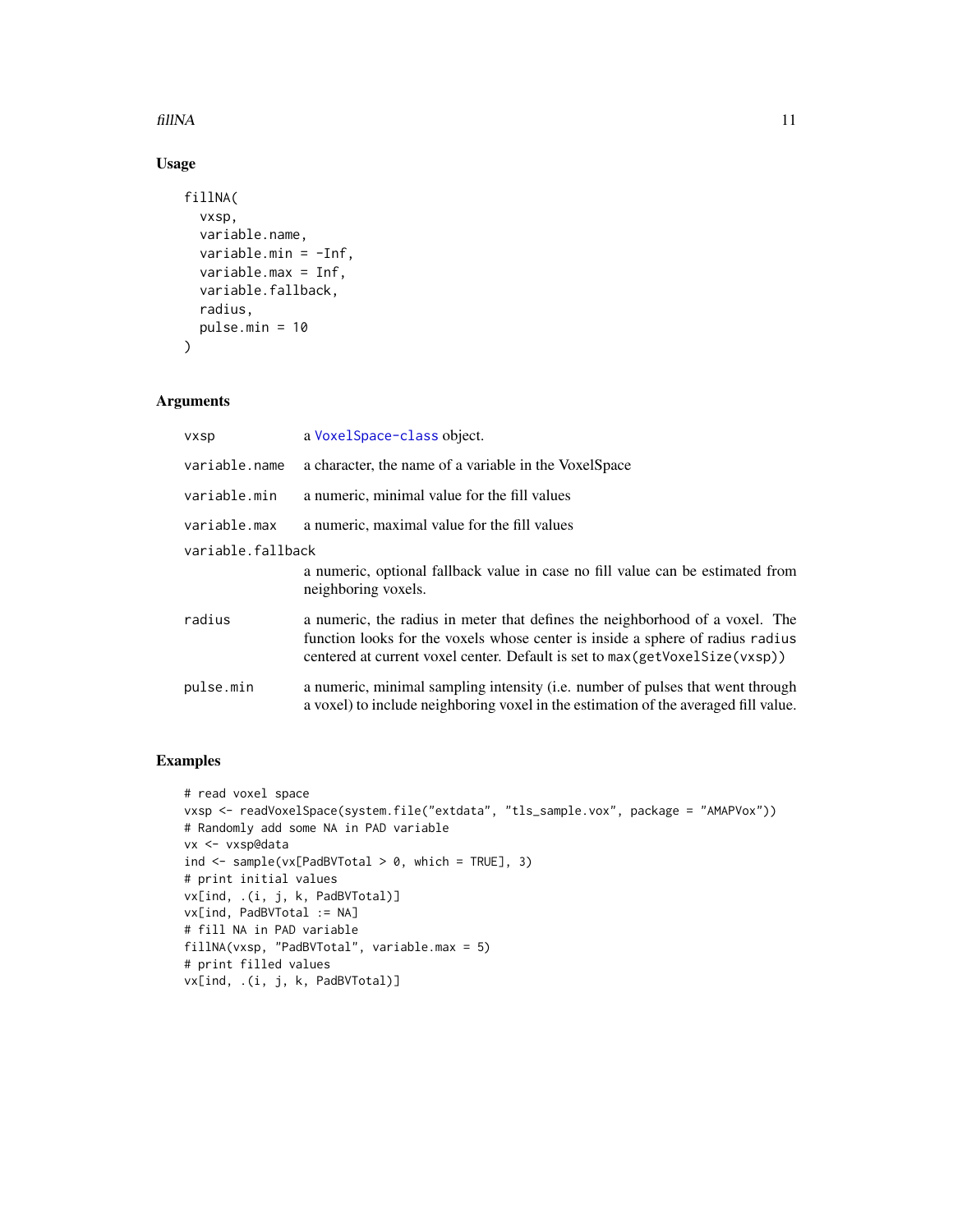## Usage

```
fillNA(
  vxsp,
  variable.name,
  variable.min = -Inf,
  variable.max = Inf,
  variable.fallback,
  radius,
  pulse.min = 10
)
```

## Arguments

| | |
|---|---|
| vxsp | a VoxelSpace-class object. |
| variable.name | a character, the name of a variable in the VoxelSpace |
| variable.min | a numeric, minimal value for the fill values |
| variable.max | a numeric, maximal value for the fill values |
| variable.fallback | a numeric, optional fallback value in case no fill value can be estimated from neighboring voxels. |
| radius | a numeric, the radius in meter that defines the neighborhood of a voxel. The function looks for the voxels whose center is inside a sphere of radius `radius` centered at current voxel center. Default is set to `max(getVoxelSize(vxsp))` |
| pulse.min | a numeric, minimal sampling intensity (i.e. number of pulses that went through a voxel) to include neighboring voxel in the estimation of the averaged fill value. |

## Examples

```
# read voxel space
vxsp <- readVoxelSpace(system.file("extdata", "tls_sample.vox", package = "AMAPVox"))
# Randomly add some NA in PAD variable
vx <- vxsp@data
ind <- sample(vx[PadBVTotal > 0, which = TRUE], 3)
# print initial values
vx[ind, .(i, j, k, PadBVTotal)]
vx[ind, PadBVTotal := NA]
# fill NA in PAD variable
fillNA(vxsp, "PadBVTotal", variable.max = 5)
# print filled values
vx[ind, .(i, j, k, PadBVTotal)]
```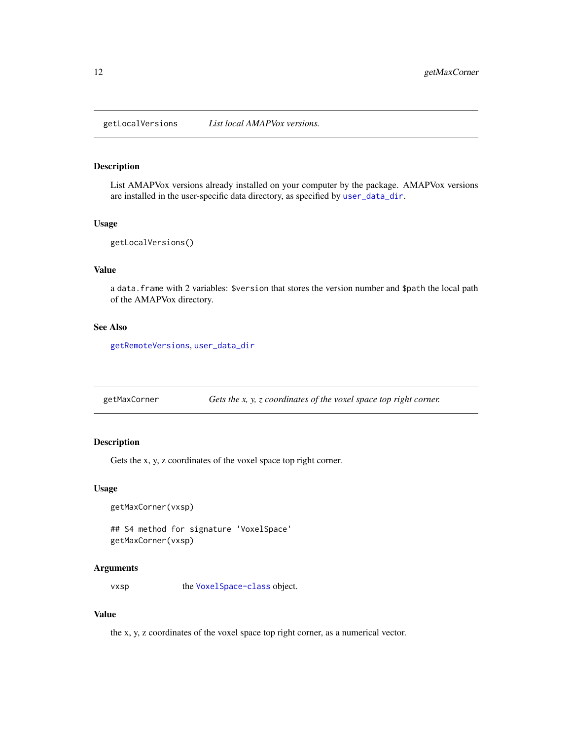## getLocalVersions *List local AMAPVox versions.*

### Description

List AMAPVox versions already installed on your computer by the package. AMAPVox versions are installed in the user-specific data directory, as specified by user_data_dir.

### Usage

```
getLocalVersions()
```

### Value

a data.frame with 2 variables: $version that stores the version number and $path the local path of the AMAPVox directory.

### See Also

getRemoteVersions, user_data_dir

## getMaxCorner *Gets the x, y, z coordinates of the voxel space top right corner.*

### Description

Gets the x, y, z coordinates of the voxel space top right corner.

### Usage

```
getMaxCorner(vxsp)

## S4 method for signature 'VoxelSpace'
getMaxCorner(vxsp)
```

### Arguments

| | |
|---|---|
| vxsp | the VoxelSpace-class object. |

### Value

the x, y, z coordinates of the voxel space top right corner, as a numerical vector.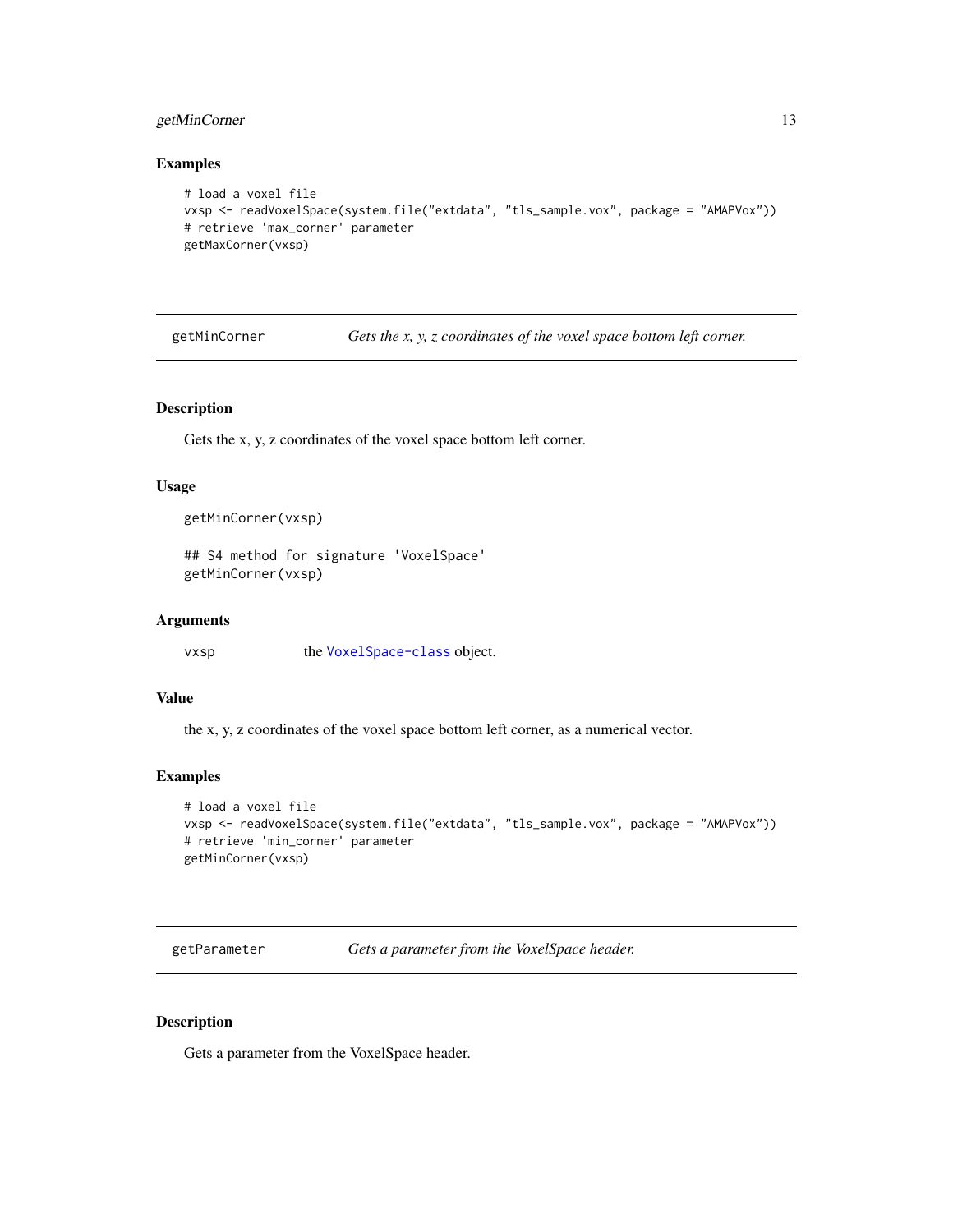## Examples

```
# load a voxel file
vxsp <- readVoxelSpace(system.file("extdata", "tls_sample.vox", package = "AMAPVox"))
# retrieve 'max_corner' parameter
getMaxCorner(vxsp)
```

---

## getMinCorner    *Gets the x, y, z coordinates of the voxel space bottom left corner.*

---

### Description

Gets the x, y, z coordinates of the voxel space bottom left corner.

### Usage

```
getMinCorner(vxsp)

## S4 method for signature 'VoxelSpace'
getMinCorner(vxsp)
```

### Arguments

| | |
|---|---|
| vxsp | the VoxelSpace-class object. |

### Value

the x, y, z coordinates of the voxel space bottom left corner, as a numerical vector.

### Examples

```
# load a voxel file
vxsp <- readVoxelSpace(system.file("extdata", "tls_sample.vox", package = "AMAPVox"))
# retrieve 'min_corner' parameter
getMinCorner(vxsp)
```

---

## getParameter    *Gets a parameter from the VoxelSpace header.*

---

### Description

Gets a parameter from the VoxelSpace header.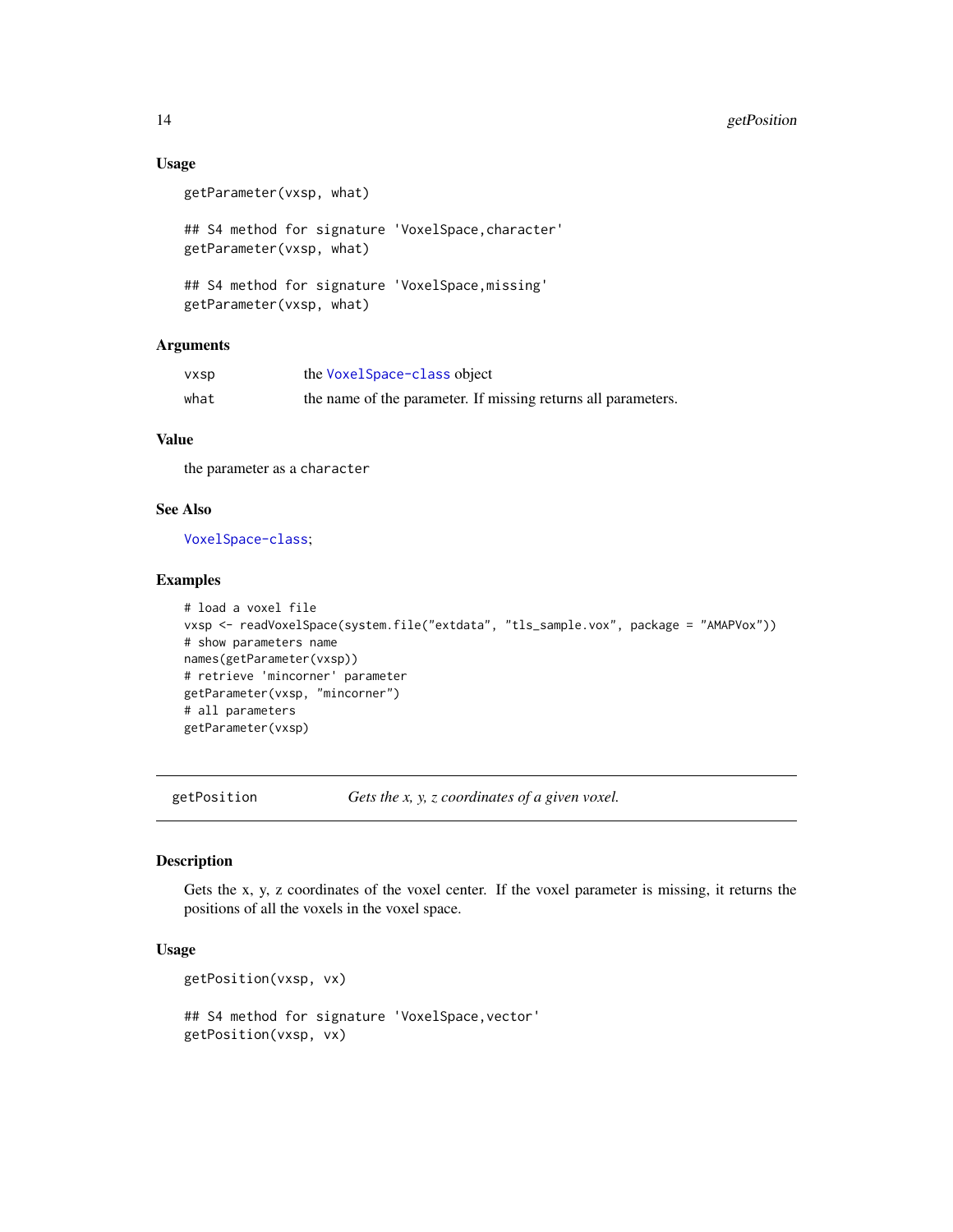### Usage

```
getParameter(vxsp, what)

## S4 method for signature 'VoxelSpace,character'
getParameter(vxsp, what)

## S4 method for signature 'VoxelSpace,missing'
getParameter(vxsp, what)
```

### Arguments

| | |
|---|---|
| vxsp | the VoxelSpace-class object |
| what | the name of the parameter. If missing returns all parameters. |

### Value

the parameter as a character

### See Also

VoxelSpace-class;

### Examples

```
# load a voxel file
vxsp <- readVoxelSpace(system.file("extdata", "tls_sample.vox", package = "AMAPVox"))
# show parameters name
names(getParameter(vxsp))
# retrieve 'mincorner' parameter
getParameter(vxsp, "mincorner")
# all parameters
getParameter(vxsp)
```

---

## getPosition — *Gets the x, y, z coordinates of a given voxel.*

### Description

Gets the x, y, z coordinates of the voxel center. If the voxel parameter is missing, it returns the positions of all the voxels in the voxel space.

### Usage

```
getPosition(vxsp, vx)

## S4 method for signature 'VoxelSpace,vector'
getPosition(vxsp, vx)
```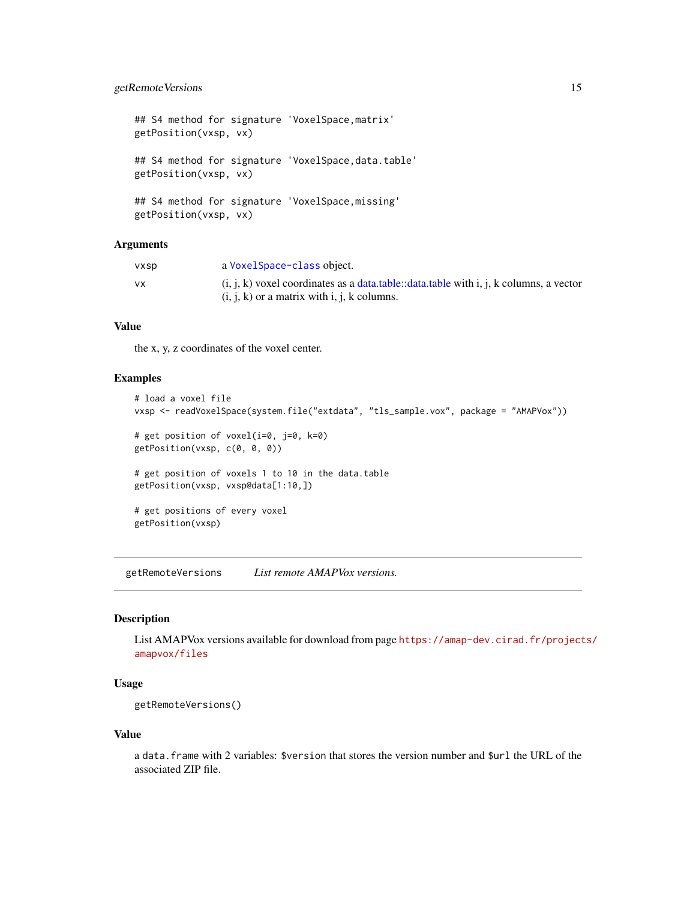```
## S4 method for signature 'VoxelSpace,matrix'
getPosition(vxsp, vx)

## S4 method for signature 'VoxelSpace,data.table'
getPosition(vxsp, vx)

## S4 method for signature 'VoxelSpace,missing'
getPosition(vxsp, vx)
```

### Arguments

| | |
|---|---|
| vxsp | a VoxelSpace-class object. |
| vx | (i, j, k) voxel coordinates as a data.table::data.table with i, j, k columns, a vector (i, j, k) or a matrix with i, j, k columns. |

### Value

the x, y, z coordinates of the voxel center.

### Examples

```
# load a voxel file
vxsp <- readVoxelSpace(system.file("extdata", "tls_sample.vox", package = "AMAPVox"))

# get position of voxel(i=0, j=0, k=0)
getPosition(vxsp, c(0, 0, 0))

# get position of voxels 1 to 10 in the data.table
getPosition(vxsp, vxsp@data[1:10,])

# get positions of every voxel
getPosition(vxsp)
```

---

## getRemoteVersions — *List remote AMAPVox versions.*

### Description

List AMAPVox versions available for download from page https://amap-dev.cirad.fr/projects/amapvox/files

### Usage

```
getRemoteVersions()
```

### Value

a `data.frame` with 2 variables: `$version` that stores the version number and `$url` the URL of the associated ZIP file.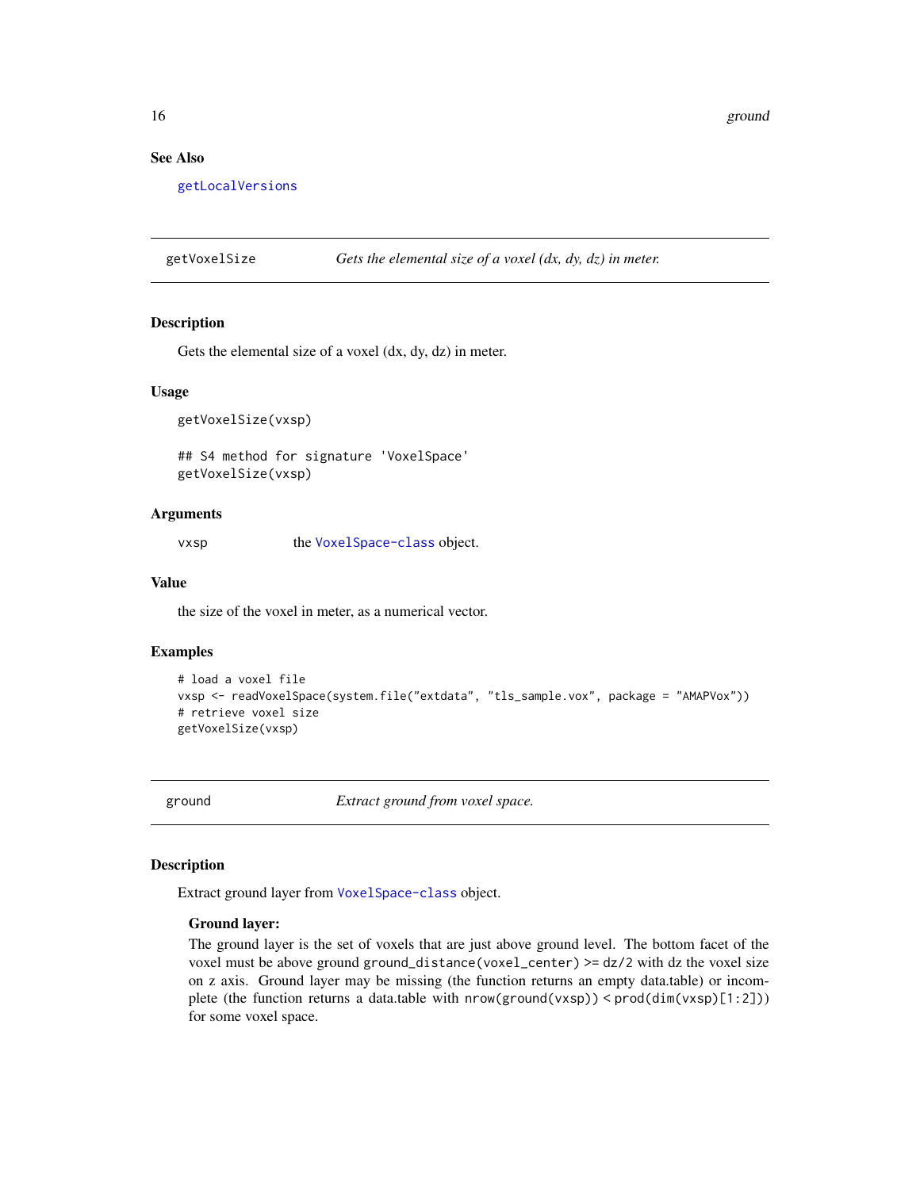### See Also

getLocalVersions

---

## getVoxelSize — *Gets the elemental size of a voxel (dx, dy, dz) in meter.*

### Description

Gets the elemental size of a voxel (dx, dy, dz) in meter.

### Usage

```
getVoxelSize(vxsp)

## S4 method for signature 'VoxelSpace'
getVoxelSize(vxsp)
```

### Arguments

| | |
|---|---|
| vxsp | the VoxelSpace-class object. |

### Value

the size of the voxel in meter, as a numerical vector.

### Examples

```
# load a voxel file
vxsp <- readVoxelSpace(system.file("extdata", "tls_sample.vox", package = "AMAPVox"))
# retrieve voxel size
getVoxelSize(vxsp)
```

---

## ground — *Extract ground from voxel space.*

### Description

Extract ground layer from VoxelSpace-class object.

**Ground layer:**
The ground layer is the set of voxels that are just above ground level. The bottom facet of the voxel must be above ground `ground_distance(voxel_center) >= dz/2` with dz the voxel size on z axis. Ground layer may be missing (the function returns an empty data.table) or incomplete (the function returns a data.table with `nrow(ground(vxsp)) < prod(dim(vxsp)[1:2])`) for some voxel space.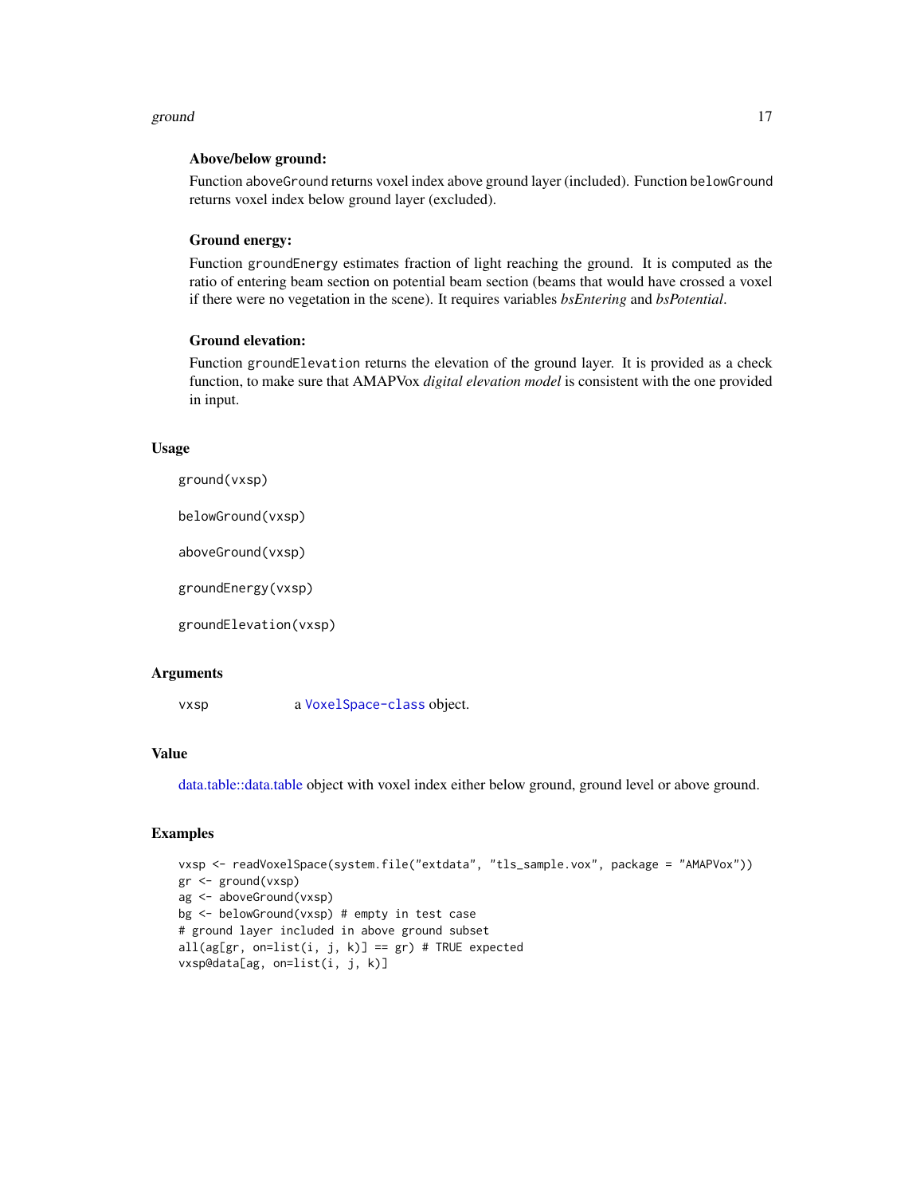**Above/below ground:**

Function `aboveGround` returns voxel index above ground layer (included). Function `belowGround` returns voxel index below ground layer (excluded).

**Ground energy:**

Function `groundEnergy` estimates fraction of light reaching the ground. It is computed as the ratio of entering beam section on potential beam section (beams that would have crossed a voxel if there were no vegetation in the scene). It requires variables *bsEntering* and *bsPotential*.

**Ground elevation:**

Function `groundElevation` returns the elevation of the ground layer. It is provided as a check function, to make sure that AMAPVox *digital elevation model* is consistent with the one provided in input.

## Usage

```
ground(vxsp)

belowGround(vxsp)

aboveGround(vxsp)

groundEnergy(vxsp)

groundElevation(vxsp)
```

## Arguments

| | |
|---|---|
| vxsp | a `VoxelSpace-class` object. |

## Value

data.table::data.table object with voxel index either below ground, ground level or above ground.

## Examples

```
vxsp <- readVoxelSpace(system.file("extdata", "tls_sample.vox", package = "AMAPVox"))
gr <- ground(vxsp)
ag <- aboveGround(vxsp)
bg <- belowGround(vxsp) # empty in test case
# ground layer included in above ground subset
all(ag[gr, on=list(i, j, k)] == gr) # TRUE expected
vxsp@data[ag, on=list(i, j, k)]
```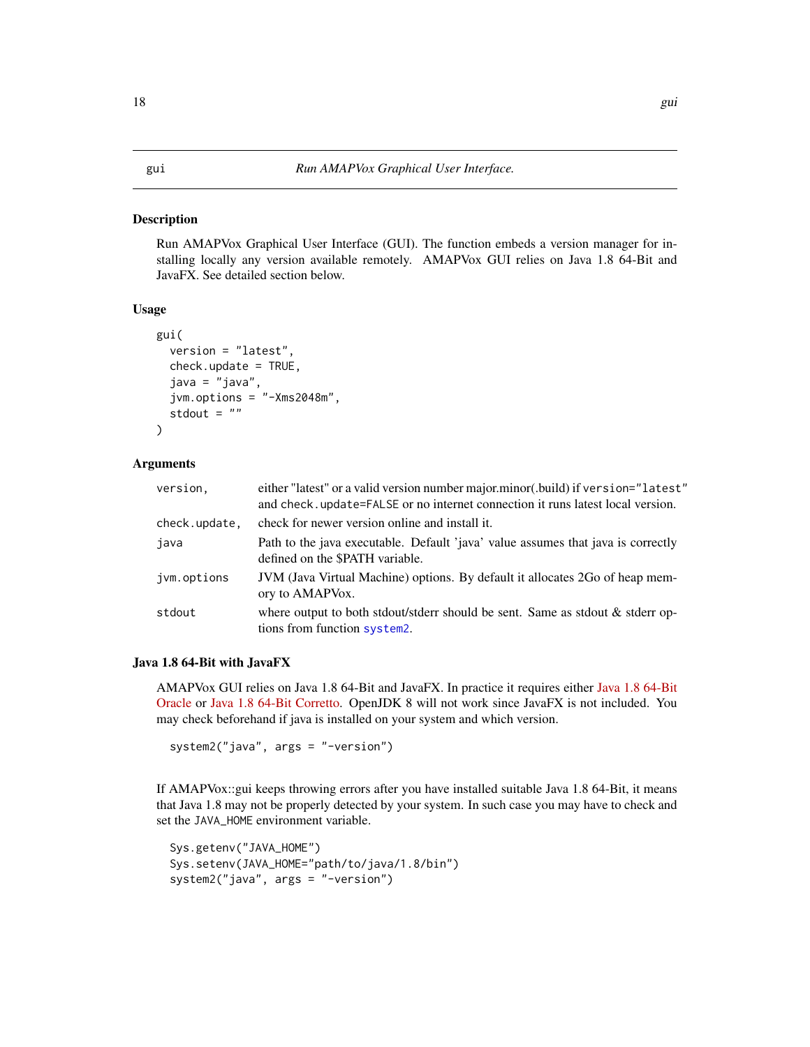gui *Run AMAPVox Graphical User Interface.*

## Description

Run AMAPVox Graphical User Interface (GUI). The function embeds a version manager for installing locally any version available remotely. AMAPVox GUI relies on Java 1.8 64-Bit and JavaFX. See detailed section below.

## Usage

```
gui(
  version = "latest",
  check.update = TRUE,
  java = "java",
  jvm.options = "-Xms2048m",
  stdout = ""
)
```

## Arguments

| | |
|---|---|
| `version,` | either "latest" or a valid version number major.minor(.build) if `version="latest"` and `check.update=FALSE` or no internet connection it runs latest local version. |
| `check.update,` | check for newer version online and install it. |
| `java` | Path to the java executable. Default 'java' value assumes that java is correctly defined on the $PATH variable. |
| `jvm.options` | JVM (Java Virtual Machine) options. By default it allocates 2Go of heap memory to AMAPVox. |
| `stdout` | where output to both stdout/stderr should be sent. Same as stdout & stderr options from function `system2`. |

## Java 1.8 64-Bit with JavaFX

AMAPVox GUI relies on Java 1.8 64-Bit and JavaFX. In practice it requires either Java 1.8 64-Bit Oracle or Java 1.8 64-Bit Corretto. OpenJDK 8 will not work since JavaFX is not included. You may check beforehand if java is installed on your system and which version.

```
system2("java", args = "-version")
```

If AMAPVox::gui keeps throwing errors after you have installed suitable Java 1.8 64-Bit, it means that Java 1.8 may not be properly detected by your system. In such case you may have to check and set the `JAVA_HOME` environment variable.

```
Sys.getenv("JAVA_HOME")
Sys.setenv(JAVA_HOME="path/to/java/1.8/bin")
system2("java", args = "-version")
```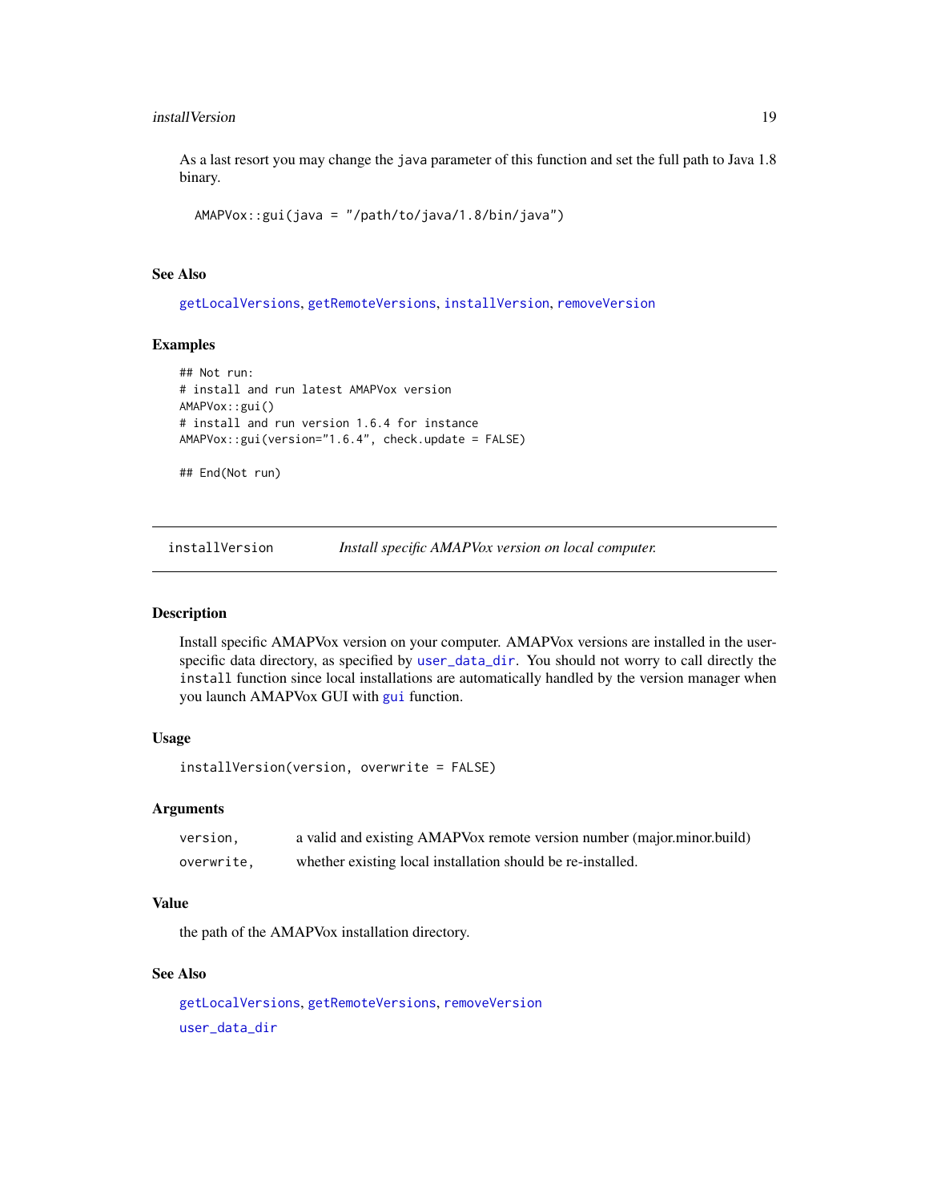As a last resort you may change the java parameter of this function and set the full path to Java 1.8 binary.

```
AMAPVox::gui(java = "/path/to/java/1.8/bin/java")
```

### See Also

getLocalVersions, getRemoteVersions, installVersion, removeVersion

### Examples

```
## Not run:
# install and run latest AMAPVox version
AMAPVox::gui()
# install and run version 1.6.4 for instance
AMAPVox::gui(version="1.6.4", check.update = FALSE)

## End(Not run)
```

---

## installVersion — *Install specific AMAPVox version on local computer.*

### Description

Install specific AMAPVox version on your computer. AMAPVox versions are installed in the user-specific data directory, as specified by user_data_dir. You should not worry to call directly the install function since local installations are automatically handled by the version manager when you launch AMAPVox GUI with gui function.

### Usage

```
installVersion(version, overwrite = FALSE)
```

### Arguments

| | |
|---|---|
| version, | a valid and existing AMAPVox remote version number (major.minor.build) |
| overwrite, | whether existing local installation should be re-installed. |

### Value

the path of the AMAPVox installation directory.

### See Also

getLocalVersions, getRemoteVersions, removeVersion

user_data_dir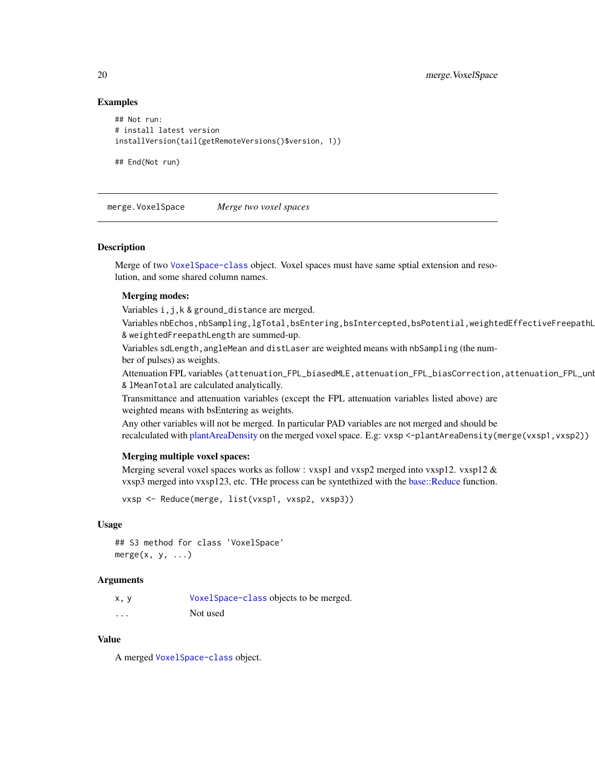### Examples

```
## Not run:
# install latest version
installVersion(tail(getRemoteVersions()$version, 1))

## End(Not run)
```

---

## merge.VoxelSpace    *Merge two voxel spaces*

---

### Description

Merge of two VoxelSpace-class object. Voxel spaces must have same sptial extension and resolution, and some shared column names.

**Merging modes:**

Variables `i,j,k` & `ground_distance` are merged.

Variables `nbEchos,nbSampling,lgTotal,bsEntering,bsIntercepted,bsPotential,weightedEffectiveFreepathL` & `weightedFreepathLength` are summed-up.

Variables `sdLength,angleMean` and `distLaser` are weighted means with `nbSampling` (the number of pulses) as weights.

Attenuation FPL variables (`attenuation_FPL_biasedMLE,attenuation_FPL_biasCorrection,attenuation_FPL_unb` & `lMeanTotal` are calculated analytically.

Transmittance and attenuation variables (except the FPL attenuation variables listed above) are weighted means with bsEntering as weights.

Any other variables will not be merged. In particular PAD variables are not merged and should be recalculated with plantAreaDensity on the merged voxel space. E.g: `vxsp <-plantAreaDensity(merge(vxsp1,vxsp2))`

**Merging multiple voxel spaces:**

Merging several voxel spaces works as follow : vxsp1 and vxsp2 merged into vxsp12. vxsp12 & vxsp3 merged into vxsp123, etc. THe process can be syntethized with the base::Reduce function.

```
vxsp <- Reduce(merge, list(vxsp1, vxsp2, vxsp3))
```

### Usage

```
## S3 method for class 'VoxelSpace'
merge(x, y, ...)
```

### Arguments

| | |
|---|---|
| `x, y` | VoxelSpace-class objects to be merged. |
| `...` | Not used |

### Value

A merged VoxelSpace-class object.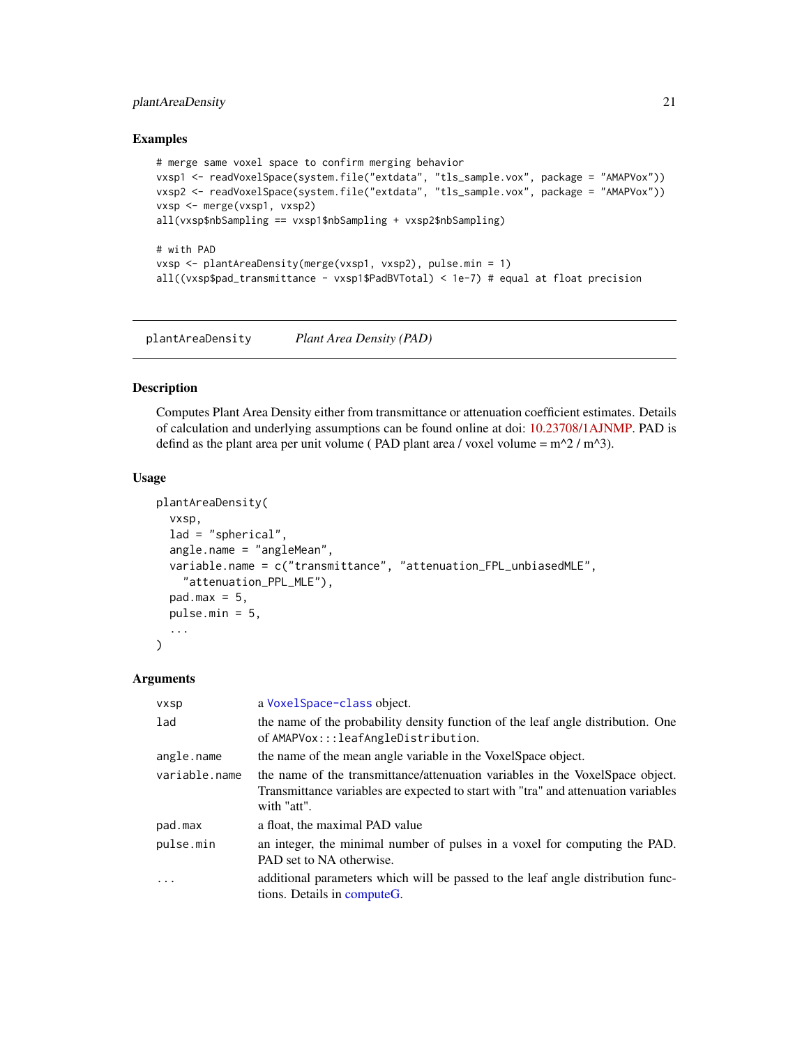## Examples

```
# merge same voxel space to confirm merging behavior
vxsp1 <- readVoxelSpace(system.file("extdata", "tls_sample.vox", package = "AMAPVox"))
vxsp2 <- readVoxelSpace(system.file("extdata", "tls_sample.vox", package = "AMAPVox"))
vxsp <- merge(vxsp1, vxsp2)
all(vxsp$nbSampling == vxsp1$nbSampling + vxsp2$nbSampling)

# with PAD
vxsp <- plantAreaDensity(merge(vxsp1, vxsp2), pulse.min = 1)
all((vxsp$pad_transmittance - vxsp1$PadBVTotal) < 1e-7) # equal at float precision
```

---

# plantAreaDensity — *Plant Area Density (PAD)*

## Description

Computes Plant Area Density either from transmittance or attenuation coefficient estimates. Details of calculation and underlying assumptions can be found online at doi: 10.23708/1AJNMP. PAD is defind as the plant area per unit volume ( PAD plant area / voxel volume = m^2 / m^3).

## Usage

```
plantAreaDensity(
  vxsp,
  lad = "spherical",
  angle.name = "angleMean",
  variable.name = c("transmittance", "attenuation_FPL_unbiasedMLE",
    "attenuation_PPL_MLE"),
  pad.max = 5,
  pulse.min = 5,
  ...
)
```

## Arguments

| | |
|---|---|
| `vxsp` | a `VoxelSpace-class` object. |
| `lad` | the name of the probability density function of the leaf angle distribution. One of `AMAPVox:::leafAngleDistribution`. |
| `angle.name` | the name of the mean angle variable in the VoxelSpace object. |
| `variable.name` | the name of the transmittance/attenuation variables in the VoxelSpace object. Transmittance variables are expected to start with "tra" and attenuation variables with "att". |
| `pad.max` | a float, the maximal PAD value |
| `pulse.min` | an integer, the minimal number of pulses in a voxel for computing the PAD. PAD set to NA otherwise. |
| `...` | additional parameters which will be passed to the leaf angle distribution functions. Details in computeG. |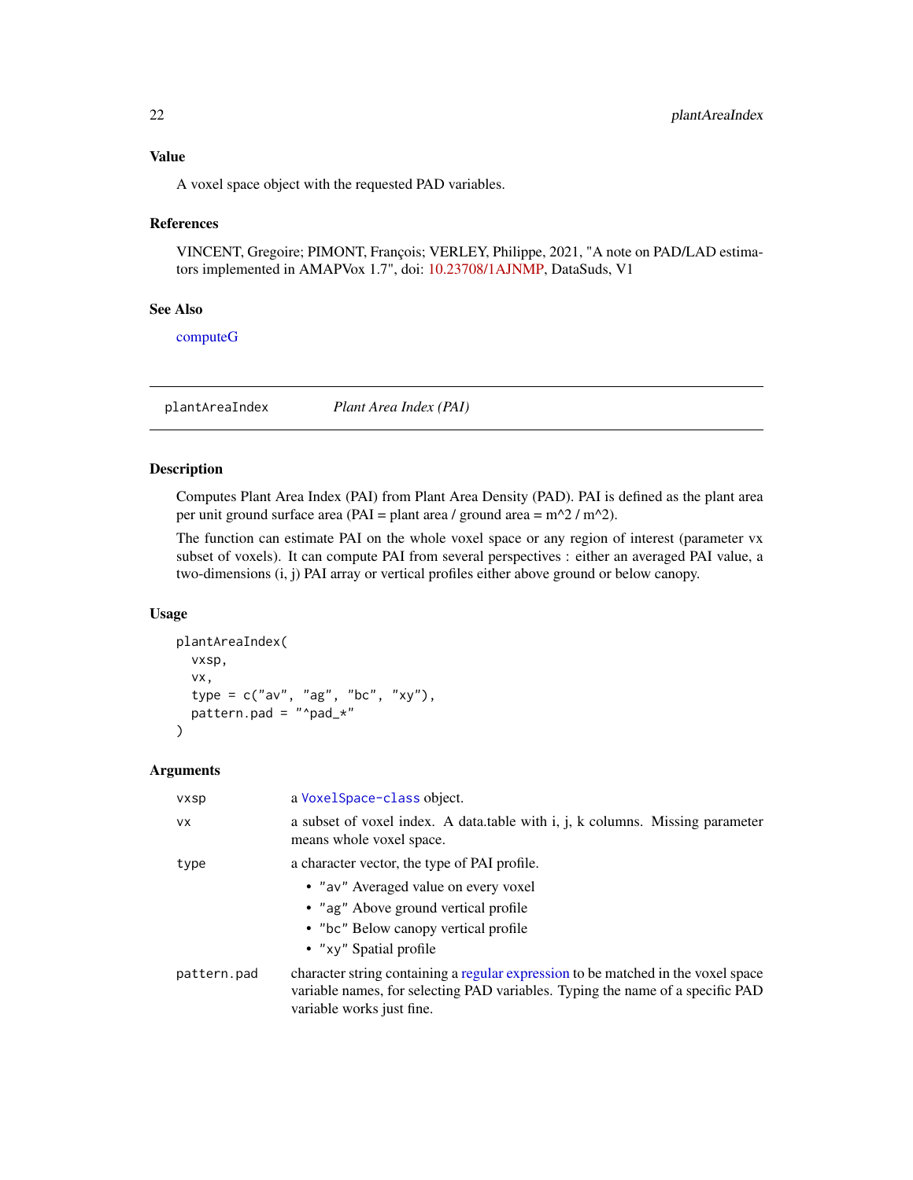## Value

A voxel space object with the requested PAD variables.

## References

VINCENT, Gregoire; PIMONT, François; VERLEY, Philippe, 2021, "A note on PAD/LAD estimators implemented in AMAPVox 1.7", doi: 10.23708/1AJNMP, DataSuds, V1

## See Also

computeG

---

# plantAreaIndex — *Plant Area Index (PAI)*

## Description

Computes Plant Area Index (PAI) from Plant Area Density (PAD). PAI is defined as the plant area per unit ground surface area (PAI = plant area / ground area = m^2 / m^2).

The function can estimate PAI on the whole voxel space or any region of interest (parameter vx subset of voxels). It can compute PAI from several perspectives : either an averaged PAI value, a two-dimensions (i, j) PAI array or vertical profiles either above ground or below canopy.

## Usage

```
plantAreaIndex(
  vxsp,
  vx,
  type = c("av", "ag", "bc", "xy"),
  pattern.pad = "^pad_*"
)
```

## Arguments

| | |
|---|---|
| vxsp | a `VoxelSpace-class` object. |
| vx | a subset of voxel index. A data.table with i, j, k columns. Missing parameter means whole voxel space. |
| type | a character vector, the type of PAI profile.<br>• "av" Averaged value on every voxel<br>• "ag" Above ground vertical profile<br>• "bc" Below canopy vertical profile<br>• "xy" Spatial profile |
| pattern.pad | character string containing a regular expression to be matched in the voxel space variable names, for selecting PAD variables. Typing the name of a specific PAD variable works just fine. |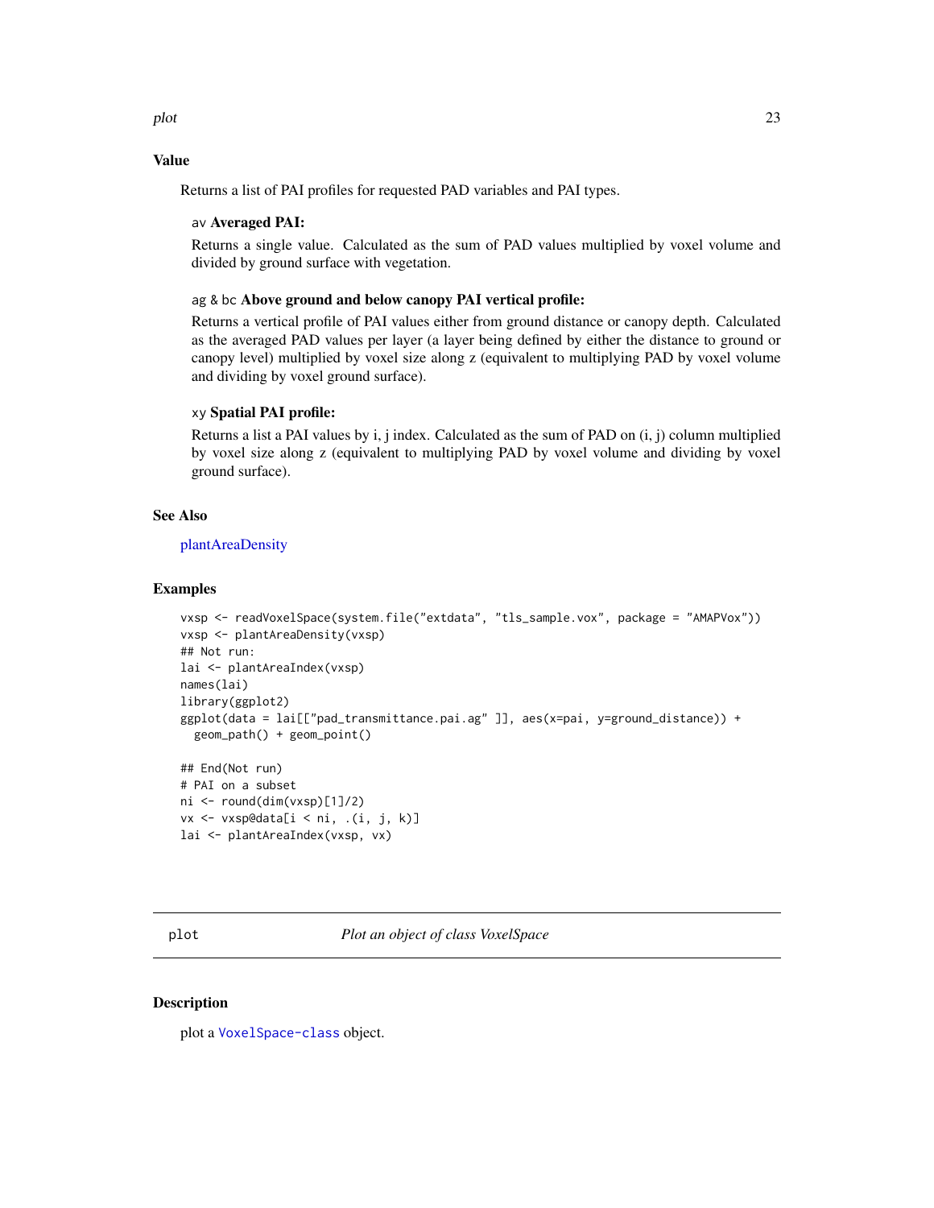## Value

Returns a list of PAI profiles for requested PAD variables and PAI types.

**av Averaged PAI:**

Returns a single value. Calculated as the sum of PAD values multiplied by voxel volume and divided by ground surface with vegetation.

**ag & bc Above ground and below canopy PAI vertical profile:**

Returns a vertical profile of PAI values either from ground distance or canopy depth. Calculated as the averaged PAD values per layer (a layer being defined by either the distance to ground or canopy level) multiplied by voxel size along z (equivalent to multiplying PAD by voxel volume and dividing by voxel ground surface).

**xy Spatial PAI profile:**

Returns a list a PAI values by i, j index. Calculated as the sum of PAD on (i, j) column multiplied by voxel size along z (equivalent to multiplying PAD by voxel volume and dividing by voxel ground surface).

## See Also

plantAreaDensity

## Examples

```
vxsp <- readVoxelSpace(system.file("extdata", "tls_sample.vox", package = "AMAPVox"))
vxsp <- plantAreaDensity(vxsp)
## Not run:
lai <- plantAreaIndex(vxsp)
names(lai)
library(ggplot2)
ggplot(data = lai[["pad_transmittance.pai.ag" ]], aes(x=pai, y=ground_distance)) +
  geom_path() + geom_point()

## End(Not run)
# PAI on a subset
ni <- round(dim(vxsp)[1]/2)
vx <- vxsp@data[i < ni, .(i, j, k)]
lai <- plantAreaIndex(vxsp, vx)
```

# plot — *Plot an object of class VoxelSpace*

## Description

plot a `VoxelSpace-class` object.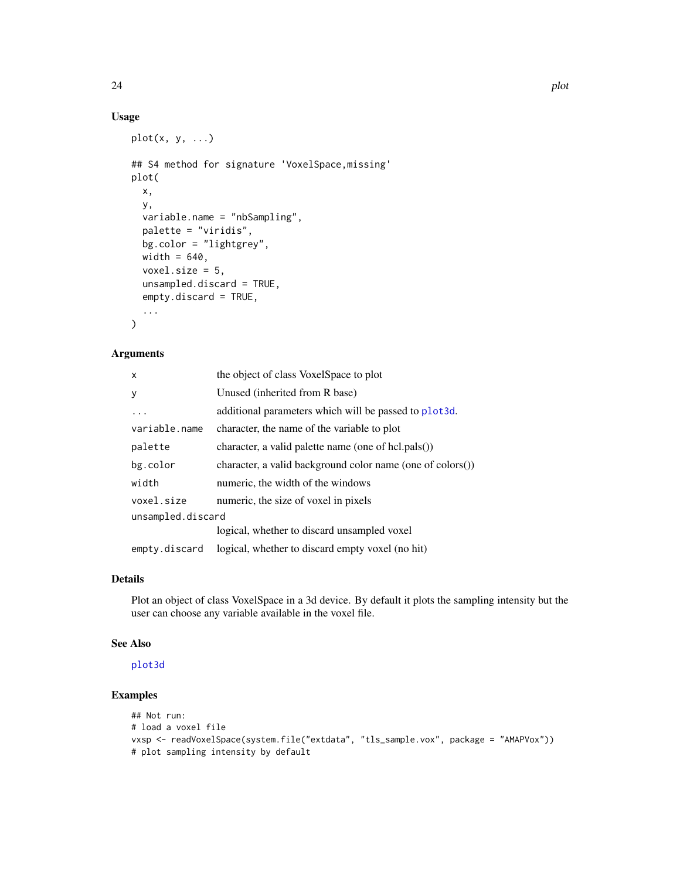### Usage

```
plot(x, y, ...)

## S4 method for signature 'VoxelSpace,missing'
plot(
  x,
  y,
  variable.name = "nbSampling",
  palette = "viridis",
  bg.color = "lightgrey",
  width = 640,
  voxel.size = 5,
  unsampled.discard = TRUE,
  empty.discard = TRUE,
  ...
)
```

### Arguments

| | |
|---|---|
| `x` | the object of class VoxelSpace to plot |
| `y` | Unused (inherited from R base) |
| `...` | additional parameters which will be passed to `plot3d`. |
| `variable.name` | character, the name of the variable to plot |
| `palette` | character, a valid palette name (one of hcl.pals()) |
| `bg.color` | character, a valid background color name (one of colors()) |
| `width` | numeric, the width of the windows |
| `voxel.size` | numeric, the size of voxel in pixels |
| `unsampled.discard` | logical, whether to discard unsampled voxel |
| `empty.discard` | logical, whether to discard empty voxel (no hit) |

### Details

Plot an object of class VoxelSpace in a 3d device. By default it plots the sampling intensity but the user can choose any variable available in the voxel file.

### See Also

`plot3d`

### Examples

```
## Not run:
# load a voxel file
vxsp <- readVoxelSpace(system.file("extdata", "tls_sample.vox", package = "AMAPVox"))
# plot sampling intensity by default
```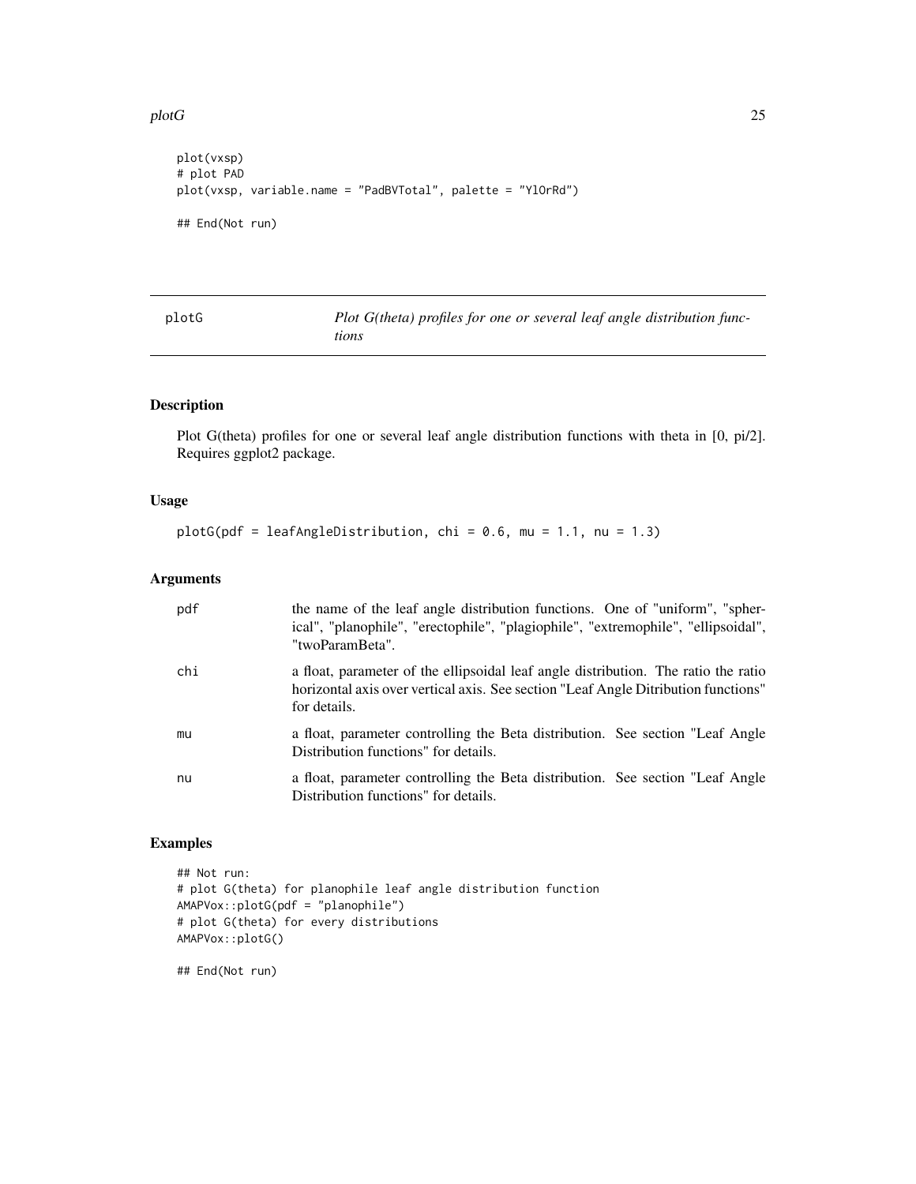```
plot(vxsp)
# plot PAD
plot(vxsp, variable.name = "PadBVTotal", palette = "YlOrRd")

## End(Not run)
```

## plotG — *Plot G(theta) profiles for one or several leaf angle distribution functions*

### Description

Plot G(theta) profiles for one or several leaf angle distribution functions with theta in [0, pi/2]. Requires ggplot2 package.

### Usage

```
plotG(pdf = leafAngleDistribution, chi = 0.6, mu = 1.1, nu = 1.3)
```

### Arguments

| | |
|---|---|
| pdf | the name of the leaf angle distribution functions. One of "uniform", "spherical", "planophile", "erectophile", "plagiophile", "extremophile", "ellipsoidal", "twoParamBeta". |
| chi | a float, parameter of the ellipsoidal leaf angle distribution. The ratio the ratio horizontal axis over vertical axis. See section "Leaf Angle Ditribution functions" for details. |
| mu | a float, parameter controlling the Beta distribution. See section "Leaf Angle Distribution functions" for details. |
| nu | a float, parameter controlling the Beta distribution. See section "Leaf Angle Distribution functions" for details. |

### Examples

```
## Not run:
# plot G(theta) for planophile leaf angle distribution function
AMAPVox::plotG(pdf = "planophile")
# plot G(theta) for every distributions
AMAPVox::plotG()

## End(Not run)
```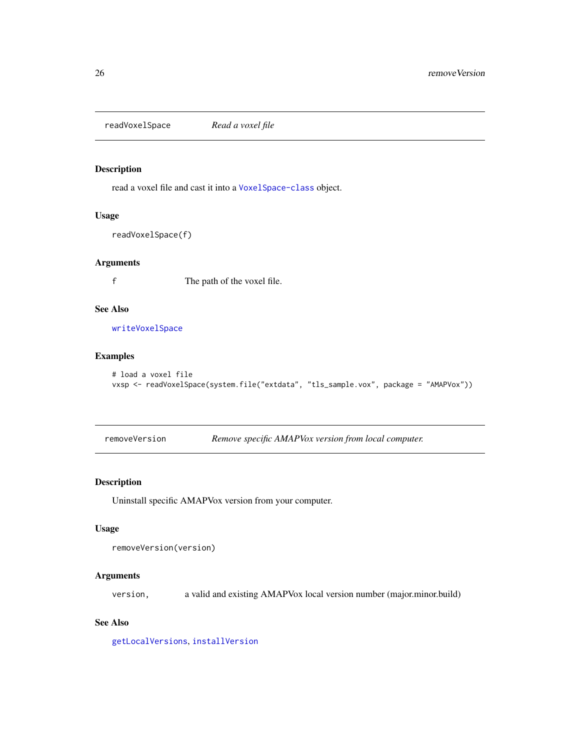## readVoxelSpace — *Read a voxel file*

### Description

read a voxel file and cast it into a VoxelSpace-class object.

### Usage

```
readVoxelSpace(f)
```

### Arguments

| | |
|---|---|
| f | The path of the voxel file. |

### See Also

writeVoxelSpace

### Examples

```
# load a voxel file
vxsp <- readVoxelSpace(system.file("extdata", "tls_sample.vox", package = "AMAPVox"))
```

## removeVersion — *Remove specific AMAPVox version from local computer.*

### Description

Uninstall specific AMAPVox version from your computer.

### Usage

```
removeVersion(version)
```

### Arguments

| | |
|---|---|
| version, | a valid and existing AMAPVox local version number (major.minor.build) |

### See Also

getLocalVersions, installVersion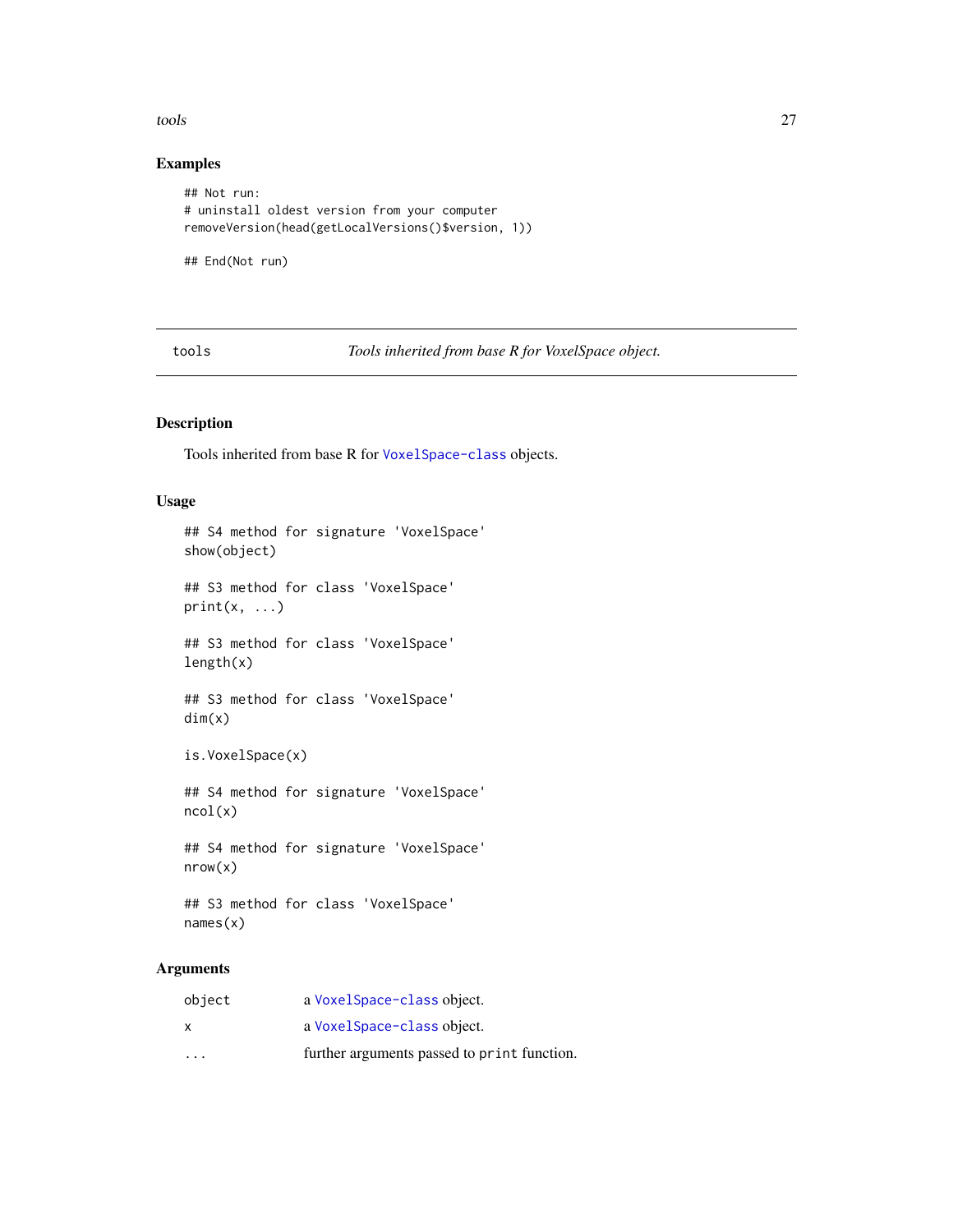### Examples

```
## Not run:
# uninstall oldest version from your computer
removeVersion(head(getLocalVersions()$version, 1))

## End(Not run)
```

---

## tools *Tools inherited from base R for VoxelSpace object.*

---

### Description

Tools inherited from base R for VoxelSpace-class objects.

### Usage

```
## S4 method for signature 'VoxelSpace'
show(object)

## S3 method for class 'VoxelSpace'
print(x, ...)

## S3 method for class 'VoxelSpace'
length(x)

## S3 method for class 'VoxelSpace'
dim(x)

is.VoxelSpace(x)

## S4 method for signature 'VoxelSpace'
ncol(x)

## S4 method for signature 'VoxelSpace'
nrow(x)

## S3 method for class 'VoxelSpace'
names(x)
```

### Arguments

| | |
|---|---|
| object | a VoxelSpace-class object. |
| x | a VoxelSpace-class object. |
| ... | further arguments passed to `print` function. |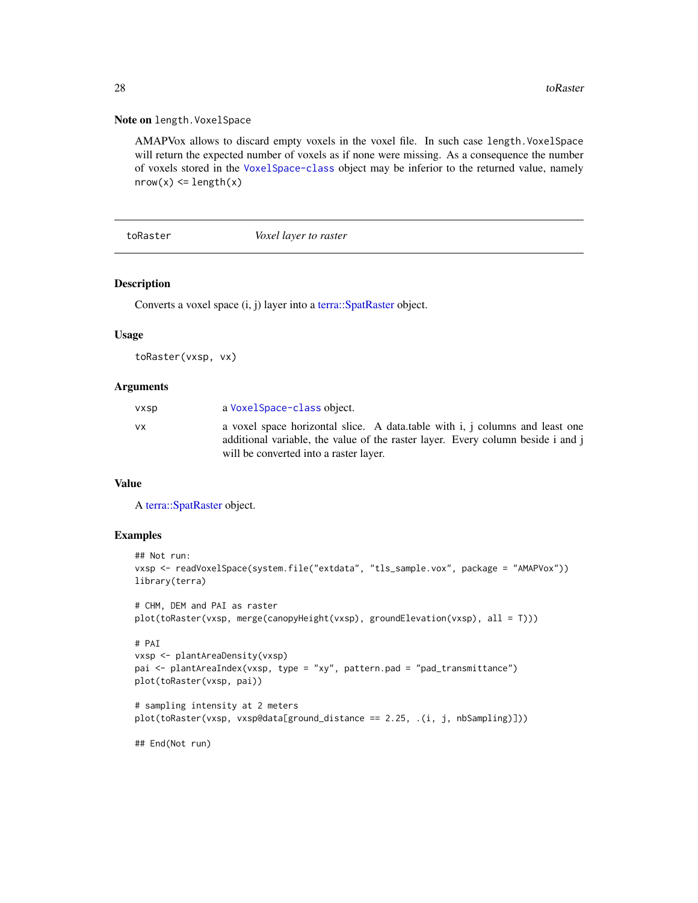### Note on `length.VoxelSpace`

AMAPVox allows to discard empty voxels in the voxel file. In such case `length.VoxelSpace` will return the expected number of voxels as if none were missing. As a consequence the number of voxels stored in the `VoxelSpace-class` object may be inferior to the returned value, namely `nrow(x) <= length(x)`

---

## toRaster — *Voxel layer to raster*

### Description

Converts a voxel space (i, j) layer into a terra::SpatRaster object.

### Usage

```
toRaster(vxsp, vx)
```

### Arguments

| | |
|---|---|
| `vxsp` | a `VoxelSpace-class` object. |
| `vx` | a voxel space horizontal slice. A data.table with i, j columns and least one additional variable, the value of the raster layer. Every column beside i and j will be converted into a raster layer. |

### Value

A terra::SpatRaster object.

### Examples

```
## Not run:
vxsp <- readVoxelSpace(system.file("extdata", "tls_sample.vox", package = "AMAPVox"))
library(terra)

# CHM, DEM and PAI as raster
plot(toRaster(vxsp, merge(canopyHeight(vxsp), groundElevation(vxsp), all = T)))

# PAI
vxsp <- plantAreaDensity(vxsp)
pai <- plantAreaIndex(vxsp, type = "xy", pattern.pad = "pad_transmittance")
plot(toRaster(vxsp, pai))

# sampling intensity at 2 meters
plot(toRaster(vxsp, vxsp@data[ground_distance == 2.25, .(i, j, nbSampling)]))

## End(Not run)
```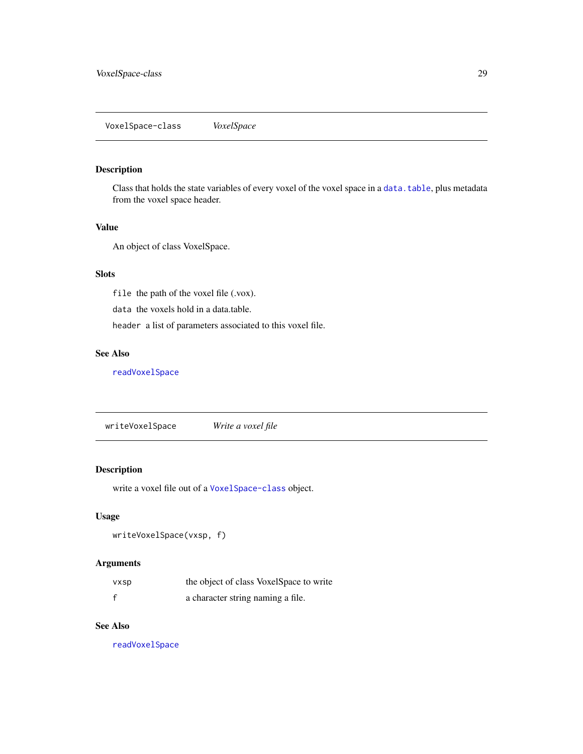## VoxelSpace-class    *VoxelSpace*

### Description

Class that holds the state variables of every voxel of the voxel space in a `data.table`, plus metadata from the voxel space header.

### Value

An object of class VoxelSpace.

### Slots

`file` the path of the voxel file (.vox).

`data` the voxels hold in a data.table.

`header` a list of parameters associated to this voxel file.

### See Also

`readVoxelSpace`

## writeVoxelSpace    *Write a voxel file*

### Description

write a voxel file out of a `VoxelSpace-class` object.

### Usage

```
writeVoxelSpace(vxsp, f)
```

### Arguments

| | |
|---|---|
| `vxsp` | the object of class VoxelSpace to write |
| `f` | a character string naming a file. |

### See Also

`readVoxelSpace`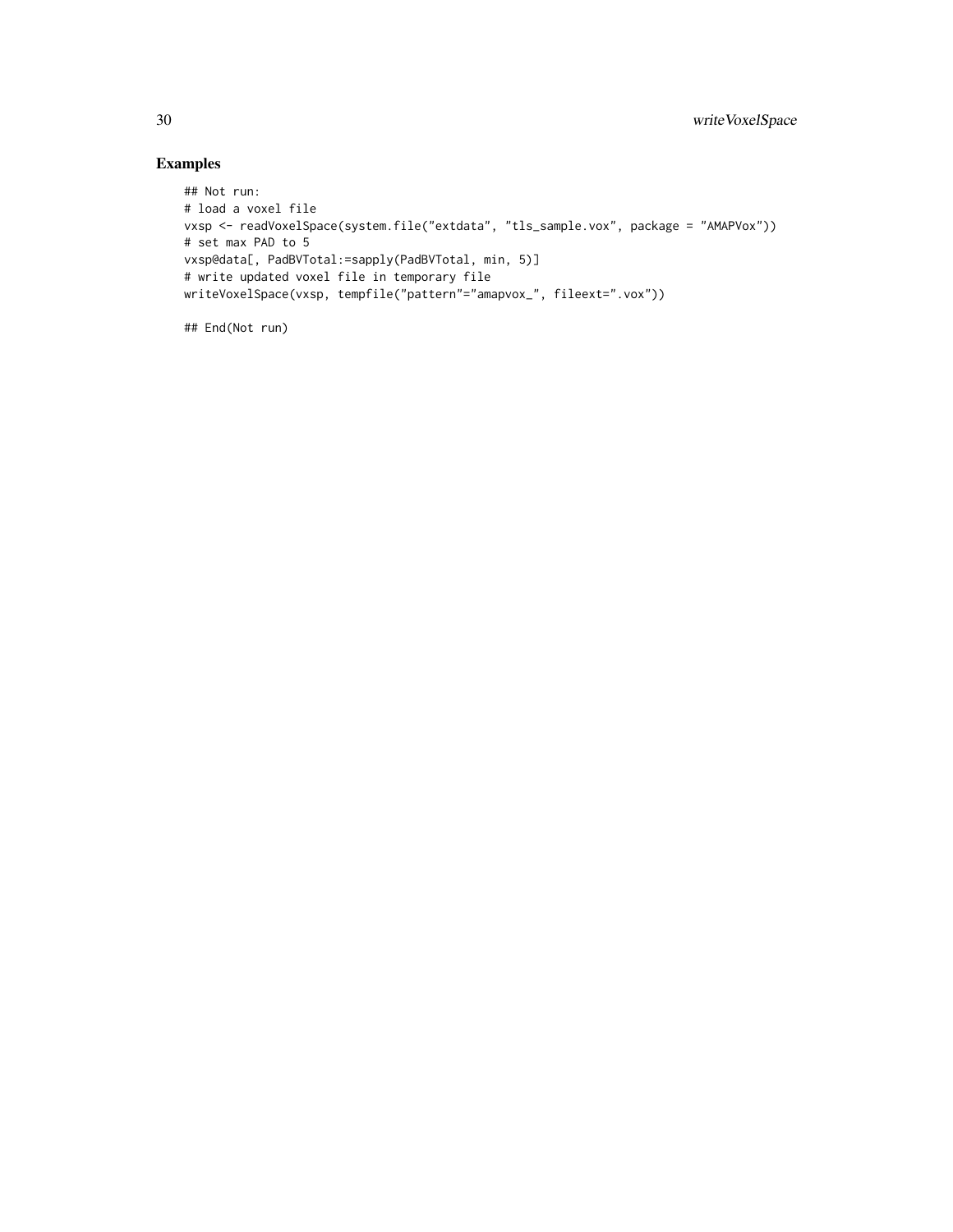## Examples

```
## Not run:
# load a voxel file
vxsp <- readVoxelSpace(system.file("extdata", "tls_sample.vox", package = "AMAPVox"))
# set max PAD to 5
vxsp@data[, PadBVTotal:=sapply(PadBVTotal, min, 5)]
# write updated voxel file in temporary file
writeVoxelSpace(vxsp, tempfile("pattern"="amapvox_", fileext=".vox"))

## End(Not run)
```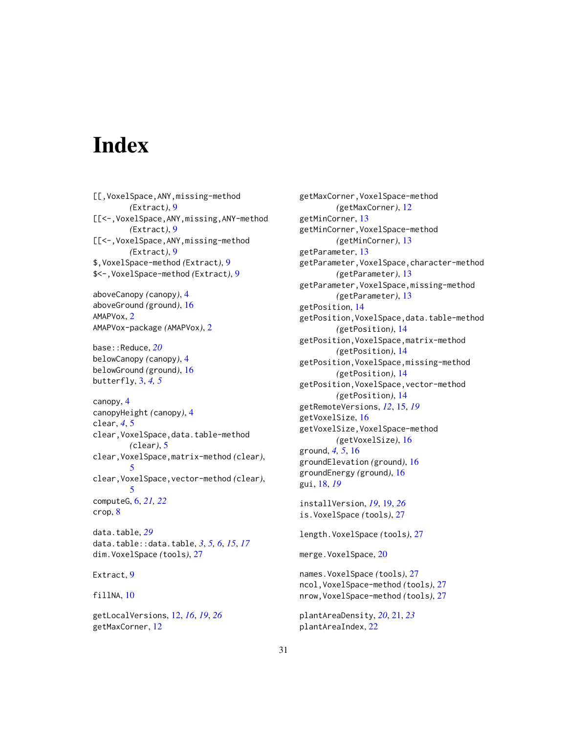# Index

[[,VoxelSpace,ANY,missing-method *(Extract)*, 9
[[<-,VoxelSpace,ANY,missing,ANY-method *(Extract)*, 9
[[<-,VoxelSpace,ANY,missing-method *(Extract)*, 9
$,VoxelSpace-method *(Extract)*, 9
$<-,VoxelSpace-method *(Extract)*, 9

aboveCanopy *(canopy)*, 4
aboveGround *(ground)*, 16
AMAPVox, 2
AMAPVox-package *(AMAPVox)*, 2

base::Reduce, *20*
belowCanopy *(canopy)*, 4
belowGround *(ground)*, 16
butterfly, 3, *4, 5*

canopy, 4
canopyHeight *(canopy)*, 4
clear, *4*, 5
clear,VoxelSpace,data.table-method *(clear)*, 5
clear,VoxelSpace,matrix-method *(clear)*, 5
clear,VoxelSpace,vector-method *(clear)*, 5
computeG, 6, *21, 22*
crop, 8

data.table, *29*
data.table::data.table, *3, 5, 6, 15, 17*
dim.VoxelSpace *(tools)*, 27

Extract, 9

fillNA, 10

getLocalVersions, 12, *16, 19, 26*
getMaxCorner, 12
getMaxCorner,VoxelSpace-method *(getMaxCorner)*, 12
getMinCorner, 13
getMinCorner,VoxelSpace-method *(getMinCorner)*, 13
getParameter, 13
getParameter,VoxelSpace,character-method *(getParameter)*, 13
getParameter,VoxelSpace,missing-method *(getParameter)*, 13
getPosition, 14
getPosition,VoxelSpace,data.table-method *(getPosition)*, 14
getPosition,VoxelSpace,matrix-method *(getPosition)*, 14
getPosition,VoxelSpace,missing-method *(getPosition)*, 14
getPosition,VoxelSpace,vector-method *(getPosition)*, 14
getRemoteVersions, *12*, 15, *19*
getVoxelSize, 16
getVoxelSize,VoxelSpace-method *(getVoxelSize)*, 16
ground, *4, 5*, 16
groundElevation *(ground)*, 16
groundEnergy *(ground)*, 16
gui, 18, *19*

installVersion, *19*, 19, *26*
is.VoxelSpace *(tools)*, 27

length.VoxelSpace *(tools)*, 27

merge.VoxelSpace, 20

names.VoxelSpace *(tools)*, 27
ncol,VoxelSpace-method *(tools)*, 27
nrow,VoxelSpace-method *(tools)*, 27

plantAreaDensity, *20*, 21, *23*
plantAreaIndex, 22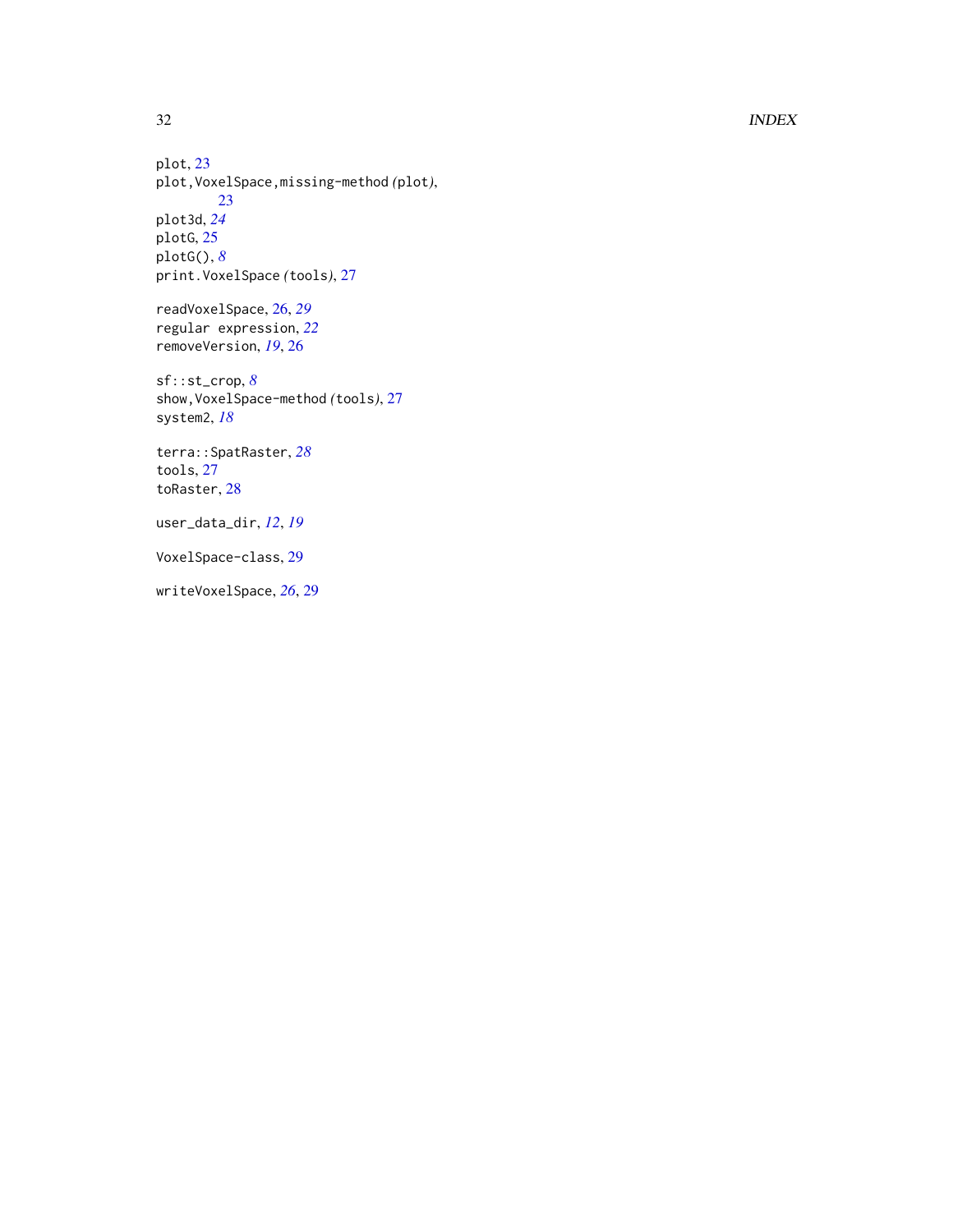plot, 23
plot,VoxelSpace,missing-method *(plot)*, 23
plot3d, *24*
plotG, 25
plotG(), *8*
print.VoxelSpace *(tools)*, 27

readVoxelSpace, 26, *29*
regular expression, *22*
removeVersion, *19*, 26

sf::st_crop, *8*
show,VoxelSpace-method *(tools)*, 27
system2, *18*

terra::SpatRaster, *28*
tools, 27
toRaster, 28

user_data_dir, *12*, *19*

VoxelSpace-class, 29

writeVoxelSpace, *26*, 29